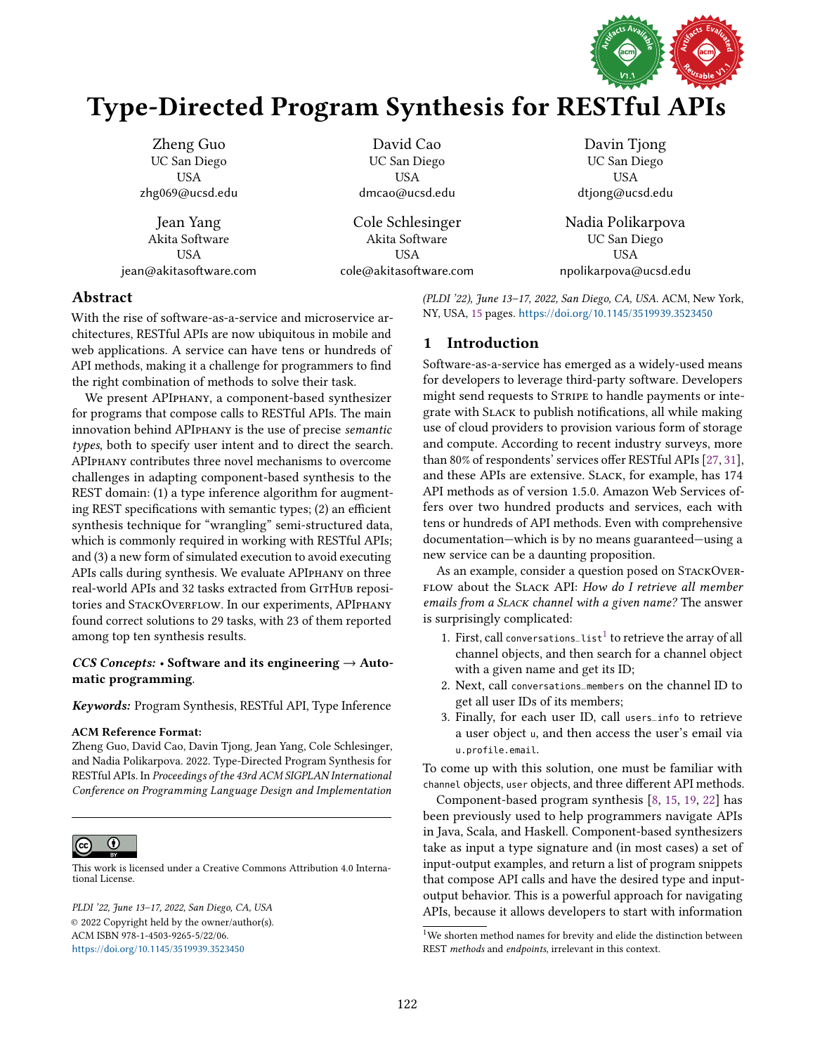# Type-Directed Program Synthesis for RESTful APIs

Zheng Guo
UC San Diego
USA
zhg069@ucsd.edu

David Cao
UC San Diego
USA
dmcao@ucsd.edu

Davin Tjong
UC San Diego
USA
dtjong@ucsd.edu

Jean Yang
Akita Software
USA
jean@akitasoftware.com

Cole Schlesinger
Akita Software
USA
cole@akitasoftware.com

Nadia Polikarpova
UC San Diego
USA
npolikarpova@ucsd.edu

## Abstract

With the rise of software-as-a-service and microservice architectures, RESTful APIs are now ubiquitous in mobile and web applications. A service can have tens or hundreds of API methods, making it a challenge for programmers to find the right combination of methods to solve their task.

We present APIPHANY, a component-based synthesizer for programs that compose calls to RESTful APIs. The main innovation behind APIPHANY is the use of precise *semantic types*, both to specify user intent and to direct the search. APIPHANY contributes three novel mechanisms to overcome challenges in adapting component-based synthesis to the REST domain: (1) a type inference algorithm for augmenting REST specifications with semantic types; (2) an efficient synthesis technique for "wrangling" semi-structured data, which is commonly required in working with RESTful APIs; and (3) a new form of simulated execution to avoid executing APIs calls during synthesis. We evaluate APIPHANY on three real-world APIs and 32 tasks extracted from GITHUB repositories and STACKOVERFLOW. In our experiments, APIPHANY found correct solutions to 29 tasks, with 23 of them reported among top ten synthesis results.

***CCS Concepts:*** • **Software and its engineering** → **Automatic programming**.

***Keywords:*** Program Synthesis, RESTful API, Type Inference

**ACM Reference Format:**
Zheng Guo, David Cao, Davin Tjong, Jean Yang, Cole Schlesinger, and Nadia Polikarpova. 2022. Type-Directed Program Synthesis for RESTful APIs. In *Proceedings of the 43rd ACM SIGPLAN International Conference on Programming Language Design and Implementation (PLDI '22), June 13–17, 2022, San Diego, CA, USA.* ACM, New York, NY, USA, 15 pages. https://doi.org/10.1145/3519939.3523450

This work is licensed under a Creative Commons Attribution 4.0 International License.

*PLDI '22, June 13–17, 2022, San Diego, CA, USA*
© 2022 Copyright held by the owner/author(s).
ACM ISBN 978-1-4503-9265-5/22/06.
https://doi.org/10.1145/3519939.3523450

## 1 Introduction

Software-as-a-service has emerged as a widely-used means for developers to leverage third-party software. Developers might send requests to STRIPE to handle payments or integrate with SLACK to publish notifications, all while making use of cloud providers to provision various form of storage and compute. According to recent industry surveys, more than 80% of respondents' services offer RESTful APIs [27, 31], and these APIs are extensive. SLACK, for example, has 174 API methods as of version 1.5.0. Amazon Web Services offers over two hundred products and services, each with tens or hundreds of API methods. Even with comprehensive documentation—which is by no means guaranteed—using a new service can be a daunting proposition.

As an example, consider a question posed on STACKOVERFLOW about the SLACK API: *How do I retrieve all member emails from a SLACK channel with a given name?* The answer is surprisingly complicated:

1. First, call `conversations_list`[1] to retrieve the array of all channel objects, and then search for a channel object with a given name and get its ID;
2. Next, call `conversations_members` on the channel ID to get all user IDs of its members;
3. Finally, for each user ID, call `users_info` to retrieve a user object `u`, and then access the user's email via `u.profile.email`.

To come up with this solution, one must be familiar with `channel` objects, `user` objects, and three different API methods.

Component-based program synthesis [8, 15, 19, 22] has been previously used to help programmers navigate APIs in Java, Scala, and Haskell. Component-based synthesizers take as input a type signature and (in most cases) a set of input-output examples, and return a list of program snippets that compose API calls and have the desired type and input-output behavior. This is a powerful approach for navigating APIs, because it allows developers to start with information

[1] We shorten method names for brevity and elide the distinction between REST *methods* and *endpoints*, irrelevant in this context.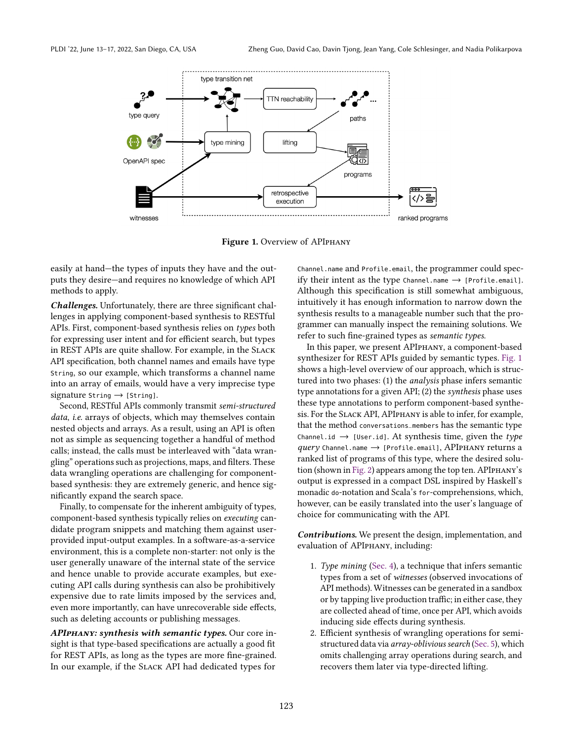**Figure 1.** Overview of APIPHANY

easily at hand—the types of inputs they have and the outputs they desire—and requires no knowledge of which API methods to apply.

***Challenges.*** Unfortunately, there are three significant challenges in applying component-based synthesis to RESTful APIs. First, component-based synthesis relies on *types* both for expressing user intent and for efficient search, but types in REST APIs are quite shallow. For example, in the SLACK API specification, both channel names and emails have type `String`, so our example, which transforms a channel name into an array of emails, would have a very imprecise type signature `String` ⟶ `[String]`.

Second, RESTful APIs commonly transmit *semi-structured data*, *i.e.* arrays of objects, which may themselves contain nested objects and arrays. As a result, using an API is often not as simple as sequencing together a handful of method calls; instead, the calls must be interleaved with "data wrangling" operations such as projections, maps, and filters. These data wrangling operations are challenging for component-based synthesis: they are extremely generic, and hence significantly expand the search space.

Finally, to compensate for the inherent ambiguity of types, component-based synthesis typically relies on *executing* candidate program snippets and matching them against user-provided input-output examples. In a software-as-a-service environment, this is a complete non-starter: not only is the user generally unaware of the internal state of the service and hence unable to provide accurate examples, but executing API calls during synthesis can also be prohibitively expensive due to rate limits imposed by the services and, even more importantly, can have unrecoverable side effects, such as deleting accounts or publishing messages.

***APIPHANY: synthesis with semantic types.*** Our core insight is that type-based specifications are actually a good fit for REST APIs, as long as the types are more fine-grained. In our example, if the SLACK API had dedicated types for `Channel.name` and `Profile.email`, the programmer could specify their intent as the type `Channel.name` ⟶ `[Profile.email]`. Although this specification is still somewhat ambiguous, intuitively it has enough information to narrow down the synthesis results to a manageable number such that the programmer can manually inspect the remaining solutions. We refer to such fine-grained types as *semantic types*.

In this paper, we present APIPHANY, a component-based synthesizer for REST APIs guided by semantic types. Fig. 1 shows a high-level overview of our approach, which is structured into two phases: (1) the *analysis* phase infers semantic type annotations for a given API; (2) the *synthesis* phase uses these type annotations to perform component-based synthesis. For the SLACK API, APIPHANY is able to infer, for example, that the method `conversations_members` has the semantic type `Channel.id` ⟶ `[User.id]`. At synthesis time, given the *type query* `Channel.name` ⟶ `[Profile.email]`, APIPHANY returns a ranked list of programs of this type, where the desired solution (shown in Fig. 2) appears among the top ten. APIPHANY's output is expressed in a compact DSL inspired by Haskell's monadic `do`-notation and Scala's `for`-comprehensions, which, however, can be easily translated into the user's language of choice for communicating with the API.

***Contributions.*** We present the design, implementation, and evaluation of APIPHANY, including:

1. *Type mining* (Sec. 4), a technique that infers semantic types from a set of *witnesses* (observed invocations of API methods). Witnesses can be generated in a sandbox or by tapping live production traffic; in either case, they are collected ahead of time, once per API, which avoids inducing side effects during synthesis.
2. Efficient synthesis of wrangling operations for semi-structured data via *array-oblivious search* (Sec. 5), which omits challenging array operations during search, and recovers them later via type-directed lifting.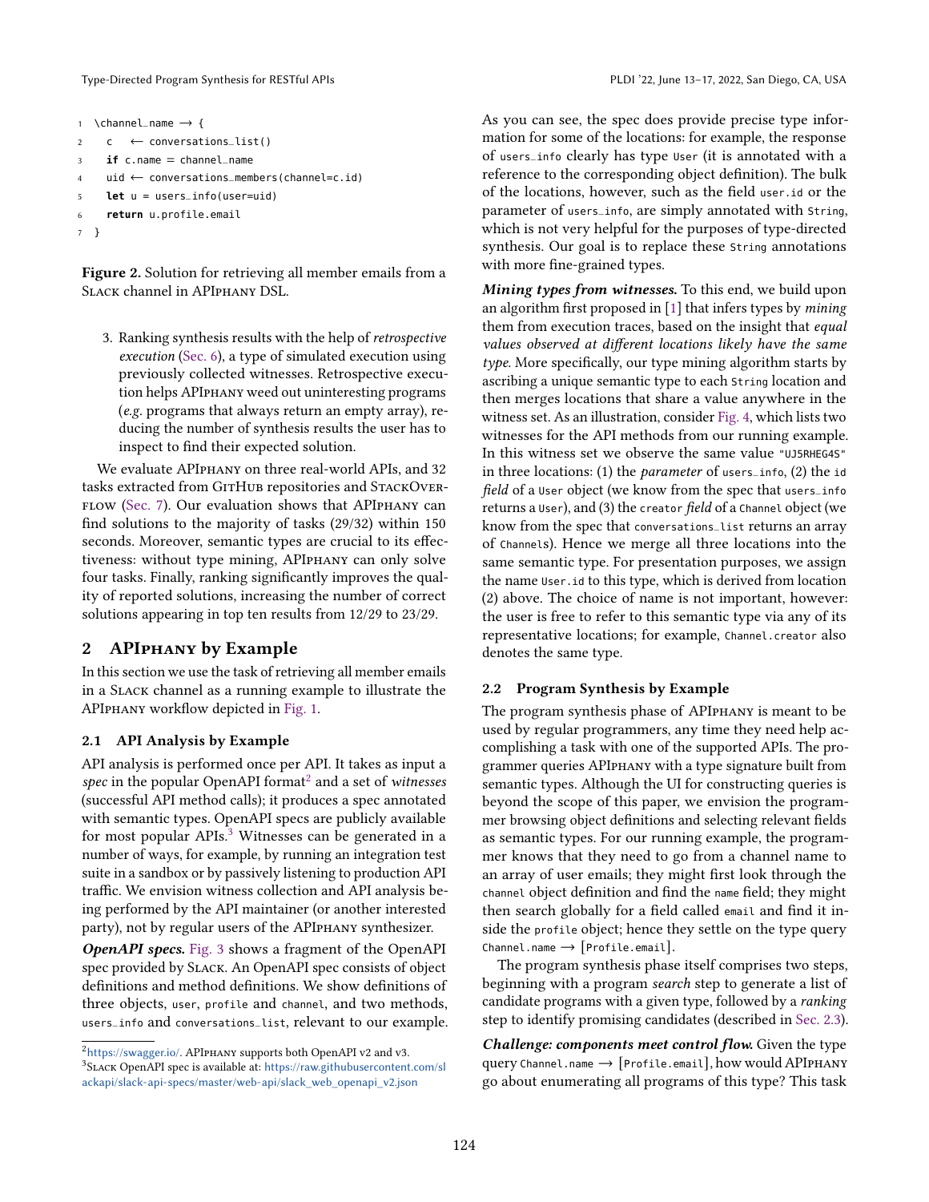```
1  \channel_name → {
2    c   ← conversations_list()
3    if c.name = channel_name
4    uid ← conversations_members(channel=c.id)
5    let u = users_info(user=uid)
6    return u.profile.email
7  }
```

**Figure 2.** Solution for retrieving all member emails from a Slack channel in APIphany DSL.

3. Ranking synthesis results with the help of *retrospective execution* (Sec. 6), a type of simulated execution using previously collected witnesses. Retrospective execution helps APIphany weed out uninteresting programs (*e.g.* programs that always return an empty array), reducing the number of synthesis results the user has to inspect to find their expected solution.

We evaluate APIphany on three real-world APIs, and 32 tasks extracted from GitHub repositories and StackOverflow (Sec. 7). Our evaluation shows that APIphany can find solutions to the majority of tasks (29/32) within 150 seconds. Moreover, semantic types are crucial to its effectiveness: without type mining, APIphany can only solve four tasks. Finally, ranking significantly improves the quality of reported solutions, increasing the number of correct solutions appearing in top ten results from 12/29 to 23/29.

## 2 APIphany by Example

In this section we use the task of retrieving all member emails in a Slack channel as a running example to illustrate the APIphany workflow depicted in Fig. 1.

### 2.1 API Analysis by Example

API analysis is performed once per API. It takes as input a *spec* in the popular OpenAPI format[2] and a set of *witnesses* (successful API method calls); it produces a spec annotated with semantic types. OpenAPI specs are publicly available for most popular APIs.[3] Witnesses can be generated in a number of ways, for example, by running an integration test suite in a sandbox or by passively listening to production API traffic. We envision witness collection and API analysis being performed by the API maintainer (or another interested party), not by regular users of the APIphany synthesizer.

***OpenAPI specs.*** Fig. 3 shows a fragment of the OpenAPI spec provided by Slack. An OpenAPI spec consists of object definitions and method definitions. We show definitions of three objects, `user`, `profile` and `channel`, and two methods, `users_info` and `conversations_list`, relevant to our example.

As you can see, the spec does provide precise type information for some of the locations: for example, the response of `users_info` clearly has type `User` (it is annotated with a reference to the corresponding object definition). The bulk of the locations, however, such as the field `user.id` or the parameter of `users_info`, are simply annotated with `String`, which is not very helpful for the purposes of type-directed synthesis. Our goal is to replace these `String` annotations with more fine-grained types.

***Mining types from witnesses.*** To this end, we build upon an algorithm first proposed in [1] that infers types by *mining* them from execution traces, based on the insight that *equal values observed at different locations likely have the same type*. More specifically, our type mining algorithm starts by ascribing a unique semantic type to each `String` location and then merges locations that share a value anywhere in the witness set. As an illustration, consider Fig. 4, which lists two witnesses for the API methods from our running example. In this witness set we observe the same value `"UJ5RHEG4S"` in three locations: (1) the *parameter* of `users_info`, (2) the `id` *field* of a `User` object (we know from the spec that `users_info` returns a `User`), and (3) the `creator` *field* of a `Channel` object (we know from the spec that `conversations_list` returns an array of `Channels`). Hence we merge all three locations into the same semantic type. For presentation purposes, we assign the name `User.id` to this type, which is derived from location (2) above. The choice of name is not important, however: the user is free to refer to this semantic type via any of its representative locations; for example, `Channel.creator` also denotes the same type.

### 2.2 Program Synthesis by Example

The program synthesis phase of APIphany is meant to be used by regular programmers, any time they need help accomplishing a task with one of the supported APIs. The programmer queries APIphany with a type signature built from semantic types. Although the UI for constructing queries is beyond the scope of this paper, we envision the programmer browsing object definitions and selecting relevant fields as semantic types. For our running example, the programmer knows that they need to go from a channel name to an array of user emails; they might first look through the `channel` object definition and find the `name` field; they might then search globally for a field called `email` and find it inside the `profile` object; hence they settle on the type query `Channel.name` → [`Profile.email`].

The program synthesis phase itself comprises two steps, beginning with a program *search* step to generate a list of candidate programs with a given type, followed by a *ranking* step to identify promising candidates (described in Sec. 2.3).

***Challenge: components meet control flow.*** Given the type query `Channel.name` → [`Profile.email`], how would APIphany go about enumerating all programs of this type? This task

[2] https://swagger.io/. APIphany supports both OpenAPI v2 and v3.

[3] Slack OpenAPI spec is available at: https://raw.githubusercontent.com/slackapi/slack-api-specs/master/web-api/slack_web_openapi_v2.json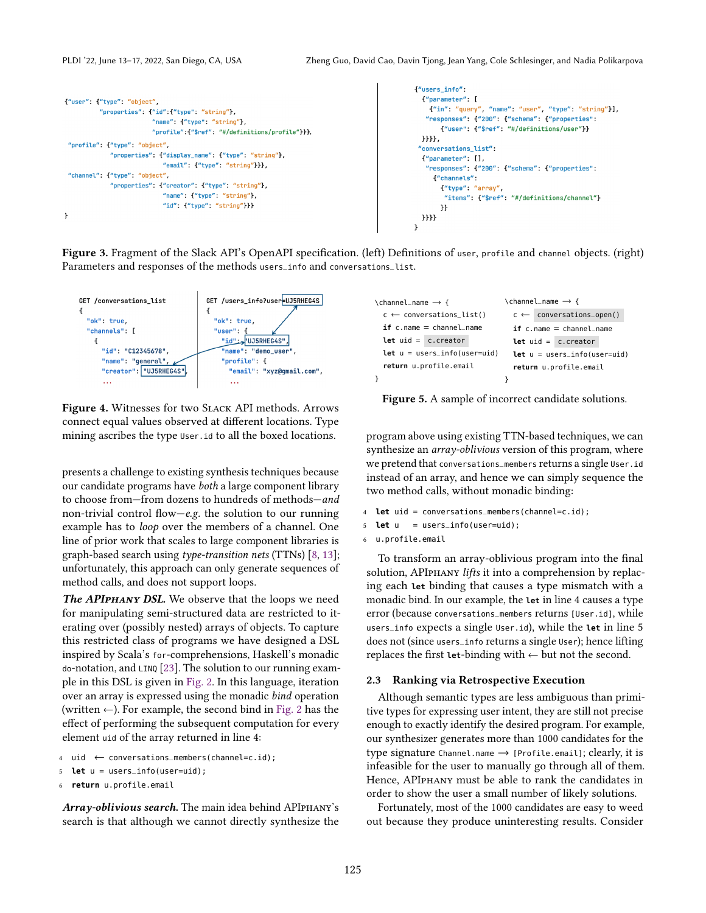```
{"user": {"type": "object",
          "properties": {"id":{"type": "string"},
                         "name": {"type": "string"},
                         "profile":{"$ref": "#/definitions/profile"}}},
 "profile": {"type": "object",
             "properties": {"display_name": {"type": "string"},
                            "email": {"type": "string"}}},
 "channel": {"type": "object",
             "properties": {"creator": {"type": "string"},
                            "name": {"type": "string"},
                            "id": {"type": "string"}}}
}
```

```
{"users_info":
  {"parameter": [
    {"in": "query", "name": "user", "type": "string"}],
   "responses": {"200": {"schema": {"properties":
      {"user": {"$ref": "#/definitions/user"}}
  }}}},
 "conversations_list":
  {"parameter": [],
   "responses": {"200": {"schema": {"properties":
     {"channels":
       {"type": "array",
        "items": {"$ref": "#/definitions/channel"}
       }}
  }}}}
}
```

**Figure 3.** Fragment of the Slack API's OpenAPI specification. (left) Definitions of `user`, `profile` and `channel` objects. (right) Parameters and responses of the methods `users_info` and `conversations_list`.

```
GET /conversations_list
{
  "ok": true,
  "channels": [
    {
      "id": "C12345678",
      "name": "general",
      "creator": "UJ5RHEG4S",
      ...
```

```
GET /users_info?user=UJ5RHEG4S
{
  "ok": true,
  "user": {
    "id": "UJ5RHEG4S",
    "name": "demo_user",
    "profile": {
      "email": "xyz@gmail.com",
      ...
```

**Figure 4.** Witnesses for two Slack API methods. Arrows connect equal values observed at different locations. Type mining ascribes the type `User.id` to all the boxed locations.

presents a challenge to existing synthesis techniques because our candidate programs have *both* a large component library to choose from—from dozens to hundreds of methods—*and* non-trivial control flow—*e.g.* the solution to our running example has to *loop* over the members of a channel. One line of prior work that scales to large component libraries is graph-based search using *type-transition nets* (TTNs) [8, 13]; unfortunately, this approach can only generate sequences of method calls, and does not support loops.

***The APIphany DSL.*** We observe that the loops we need for manipulating semi-structured data are restricted to iterating over (possibly nested) arrays of objects. To capture this restricted class of programs we have designed a DSL inspired by Scala's `for`-comprehensions, Haskell's monadic `do`-notation, and LINQ [23]. The solution to our running example in this DSL is given in Fig. 2. In this language, iteration over an array is expressed using the monadic *bind* operation (written ←). For example, the second bind in Fig. 2 has the effect of performing the subsequent computation for every element `uid` of the array returned in line 4:

```
4  uid  ← conversations_members(channel=c.id);
5  let u = users_info(user=uid);
6  return u.profile.email
```

***Array-oblivious search.*** The main idea behind APIphany's search is that although we cannot directly synthesize the

```
\channel_name → {
  c ← conversations_list()
  if c.name = channel_name
  let uid = c.creator
  let u = users_info(user=uid)
  return u.profile.email
}
```

```
\channel_name → {
  c ← conversations_open()
  if c.name = channel_name
  let uid = c.creator
  let u = users_info(user=uid)
  return u.profile.email
}
```

**Figure 5.** A sample of incorrect candidate solutions.

program above using existing TTN-based techniques, we can synthesize an *array-oblivious* version of this program, where we pretend that `conversations_members` returns a single `User.id` instead of an array, and hence we can simply sequence the two method calls, without monadic binding:

```
4  let uid = conversations_members(channel=c.id);
5  let u   = users_info(user=uid);
6  u.profile.email
```

To transform an array-oblivious program into the final solution, APIphany *lifts* it into a comprehension by replacing each `let` binding that causes a type mismatch with a monadic bind. In our example, the `let` in line 4 causes a type error (because `conversations_members` returns `[User.id]`, while `users_info` expects a single `User.id`), while the `let` in line 5 does not (since `users_info` returns a single `User`); hence lifting replaces the first `let`-binding with ← but not the second.

### 2.3 Ranking via Retrospective Execution

Although semantic types are less ambiguous than primitive types for expressing user intent, they are still not precise enough to exactly identify the desired program. For example, our synthesizer generates more than 1000 candidates for the type signature `Channel.name → [Profile.email]`; clearly, it is infeasible for the user to manually go through all of them. Hence, APIphany must be able to rank the candidates in order to show the user a small number of likely solutions.

Fortunately, most of the 1000 candidates are easy to weed out because they produce uninteresting results. Consider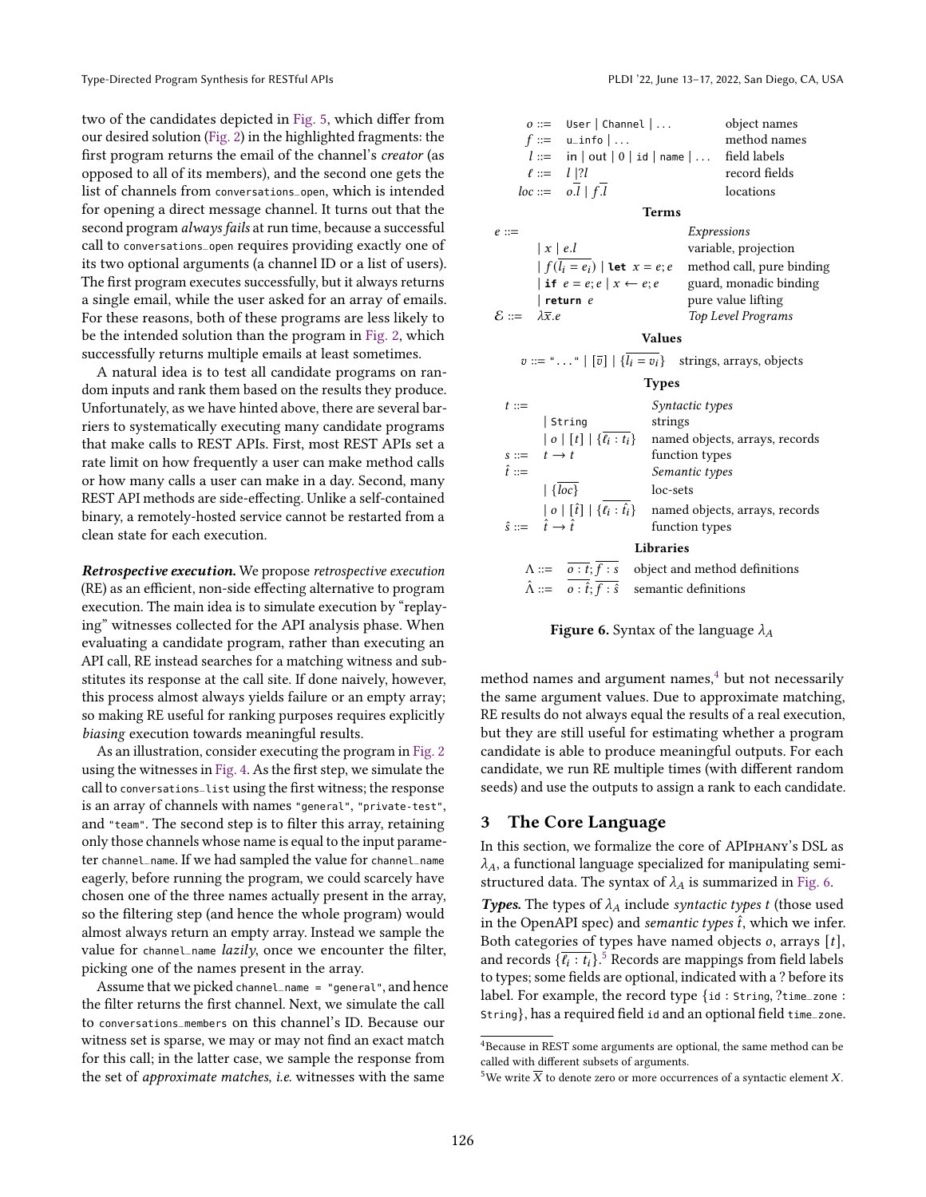two of the candidates depicted in Fig. 5, which differ from our desired solution (Fig. 2) in the highlighted fragments: the first program returns the email of the channel's *creator* (as opposed to all of its members), and the second one gets the list of channels from `conversations_open`, which is intended for opening a direct message channel. It turns out that the second program *always fails* at run time, because a successful call to `conversations_open` requires providing exactly one of its two optional arguments (a channel ID or a list of users). The first program executes successfully, but it always returns a single email, while the user asked for an array of emails. For these reasons, both of these programs are less likely to be the intended solution than the program in Fig. 2, which successfully returns multiple emails at least sometimes.

A natural idea is to test all candidate programs on random inputs and rank them based on the results they produce. Unfortunately, as we have hinted above, there are several barriers to systematically executing many candidate programs that make calls to REST APIs. First, most REST APIs set a rate limit on how frequently a user can make method calls or how many calls a user can make in a day. Second, many REST API methods are side-effecting. Unlike a self-contained binary, a remotely-hosted service cannot be restarted from a clean state for each execution.

***Retrospective execution.*** We propose *retrospective execution* (RE) as an efficient, non-side effecting alternative to program execution. The main idea is to simulate execution by "replaying" witnesses collected for the API analysis phase. When evaluating a candidate program, rather than executing an API call, RE instead searches for a matching witness and substitutes its response at the call site. If done naively, however, this process almost always yields failure or an empty array; so making RE useful for ranking purposes requires explicitly *biasing* execution towards meaningful results.

As an illustration, consider executing the program in Fig. 2 using the witnesses in Fig. 4. As the first step, we simulate the call to `conversations_list` using the first witness; the response is an array of channels with names `"general"`, `"private-test"`, and `"team"`. The second step is to filter this array, retaining only those channels whose name is equal to the input parameter `channel_name`. If we had sampled the value for `channel_name` eagerly, before running the program, we could scarcely have chosen one of the three names actually present in the array, so the filtering step (and hence the whole program) would almost always return an empty array. Instead we sample the value for `channel_name` *lazily*, once we encounter the filter, picking one of the names present in the array.

Assume that we picked `channel_name = "general"`, and hence the filter returns the first channel. Next, we simulate the call to `conversations_members` on this channel's ID. Because our witness set is sparse, we may or may not find an exact match for this call; in the latter case, we sample the response from the set of *approximate matches*, *i.e.* witnesses with the same method names and argument names,[4] but not necessarily the same argument values. Due to approximate matching, RE results do not always equal the results of a real execution, but they are still useful for estimating whether a program candidate is able to produce meaningful outputs. For each candidate, we run RE multiple times (with different random seeds) and use the outputs to assign a rank to each candidate.

| | | | |
|---|---|---|---|
| $o$ ::= | `User` \| `Channel` \| ... | | object names |
| $f$ ::= | `u_info` \| ... | | method names |
| $l$ ::= | `in` \| `out` \| `0` \| `id` \| `name` \| ... | | field labels |
| $\ell$ ::= | $l$ \| $?l$ | | record fields |
| $loc$ ::= | $o.\overline{l}$ \| $f.\overline{l}$ | | locations |

**Terms**

| | | |
|---|---|---|
| $e$ ::= | | *Expressions* |
| | $\mid x \mid e.l$ | variable, projection |
| | $\mid f(\overline{l_i = e_i}) \mid$ **let** $x = e; e$ | method call, pure binding |
| | $\mid$ **if** $e = e; e \mid x \leftarrow e; e$ | guard, monadic binding |
| | $\mid$ **return** $e$ | pure value lifting |
| $\mathcal{E}$ ::= | $\lambda\overline{x}.e$ | *Top Level Programs* |

**Values**

| | |
|---|---|
| $v$ ::= `"..."` $\mid [\overline{v}] \mid \{\overline{l_i = v_i}\}$ | strings, arrays, objects |

**Types**

| | | |
|---|---|---|
| $t$ ::= | | *Syntactic types* |
| | $\mid$ `String` | strings |
| | $\mid o \mid [t] \mid \{\overline{\ell_i : t_i}\}$ | named objects, arrays, records |
| $s$ ::= | $t \rightarrow t$ | function types |
| $\hat{t}$ ::= | | *Semantic types* |
| | $\mid \{\overline{loc}\}$ | loc-sets |
| | $\mid o \mid [\hat{t}] \mid \{\overline{\ell_i : \hat{t}_i}\}$ | named objects, arrays, records |
| $\hat{s}$ ::= | $\hat{t} \rightarrow \hat{t}$ | function types |

**Libraries**

| | |
|---|---|
| $\Lambda$ ::= $\overline{o : t}; \overline{f : s}$ | object and method definitions |
| $\hat{\Lambda}$ ::= $\overline{o : \hat{t}}; \overline{f : \hat{s}}$ | semantic definitions |

**Figure 6.** Syntax of the language $\lambda_A$

## 3 The Core Language

In this section, we formalize the core of APIphany's DSL as $\lambda_A$, a functional language specialized for manipulating semi-structured data. The syntax of $\lambda_A$ is summarized in Fig. 6.

***Types.*** The types of $\lambda_A$ include *syntactic types* $t$ (those used in the OpenAPI spec) and *semantic types* $\hat{t}$, which we infer. Both categories of types have named objects $o$, arrays $[t]$, and records $\{\overline{\ell_i : t_i}\}$.[5] Records are mappings from field labels to types; some fields are optional, indicated with a ? before its label. For example, the record type {`id : String`, ?`time_zone : String`}, has a required field `id` and an optional field `time_zone`.

---

[4] Because in REST some arguments are optional, the same method can be called with different subsets of arguments.

[5] We write $\overline{X}$ to denote zero or more occurrences of a syntactic element $X$.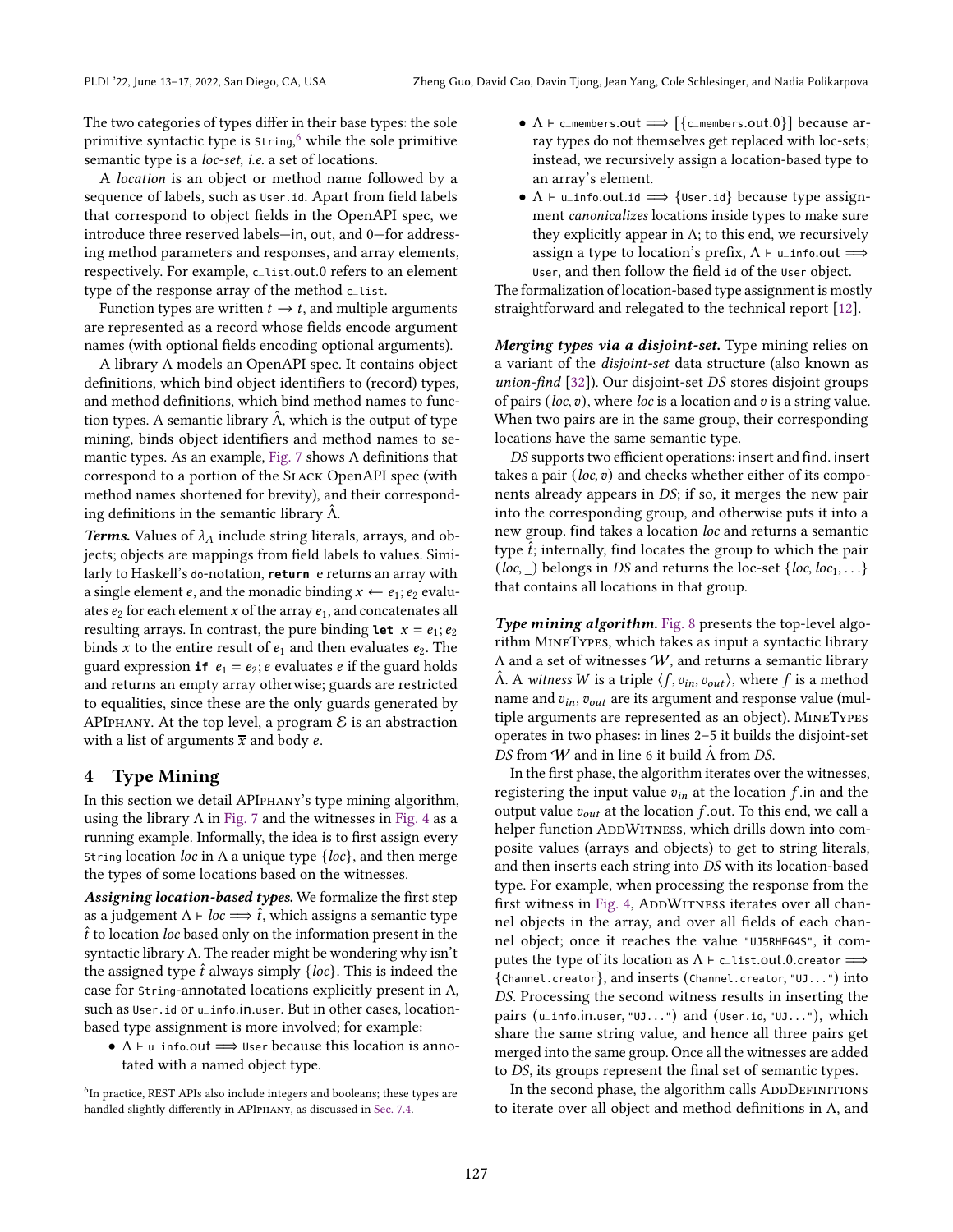The two categories of types differ in their base types: the sole primitive syntactic type is `String`,[6] while the sole primitive semantic type is a *loc-set*, *i.e.* a set of locations.

A *location* is an object or method name followed by a sequence of labels, such as `User.id`. Apart from field labels that correspond to object fields in the OpenAPI spec, we introduce three reserved labels—in, out, and 0—for addressing method parameters and responses, and array elements, respectively. For example, `c_list`.out.0 refers to an element type of the response array of the method `c_list`.

Function types are written $t \longrightarrow t$, and multiple arguments are represented as a record whose fields encode argument names (with optional fields encoding optional arguments).

A library $\Lambda$ models an OpenAPI spec. It contains object definitions, which bind object identifiers to (record) types, and method definitions, which bind method names to function types. A semantic library $\hat{\Lambda}$, which is the output of type mining, binds object identifiers and method names to semantic types. As an example, Fig. 7 shows $\Lambda$ definitions that correspond to a portion of the Slack OpenAPI spec (with method names shortened for brevity), and their corresponding definitions in the semantic library $\hat{\Lambda}$.

***Terms.*** Values of $\lambda_A$ include string literals, arrays, and objects; objects are mappings from field labels to values. Similarly to Haskell's `do`-notation, **return** e returns an array with a single element $e$, and the monadic binding $x \leftarrow e_1; e_2$ evaluates $e_2$ for each element $x$ of the array $e_1$, and concatenates all resulting arrays. In contrast, the pure binding **let** $x = e_1; e_2$ binds $x$ to the entire result of $e_1$ and then evaluates $e_2$. The guard expression **if** $e_1 = e_2; e$ evaluates $e$ if the guard holds and returns an empty array otherwise; guards are restricted to equalities, since these are the only guards generated by APIphany. At the top level, a program $\mathcal{E}$ is an abstraction with a list of arguments $\overline{x}$ and body $e$.

## 4 Type Mining

In this section we detail APIphany's type mining algorithm, using the library $\Lambda$ in Fig. 7 and the witnesses in Fig. 4 as a running example. Informally, the idea is to first assign every `String` location *loc* in $\Lambda$ a unique type $\{loc\}$, and then merge the types of some locations based on the witnesses.

***Assigning location-based types.*** We formalize the first step as a judgement $\Lambda \vdash loc \Longrightarrow \hat{t}$, which assigns a semantic type $\hat{t}$ to location *loc* based only on the information present in the syntactic library $\Lambda$. The reader might be wondering why isn't the assigned type $\hat{t}$ always simply $\{loc\}$. This is indeed the case for `String`-annotated locations explicitly present in $\Lambda$, such as `User.id` or `u_info`.in.`user`. But in other cases, location-based type assignment is more involved; for example:

- $\Lambda \vdash$ `u_info`.out $\Longrightarrow$ `User` because this location is annotated with a named object type.
- $\Lambda \vdash$ `c_members`.out $\Longrightarrow$ $[\{$`c_members`.out.0$\}]$ because array types do not themselves get replaced with loc-sets; instead, we recursively assign a location-based type to an array's element.
- $\Lambda \vdash$ `u_info`.out.`id` $\Longrightarrow$ $\{$`User.id`$\}$ because type assignment *canonicalizes* locations inside types to make sure they explicitly appear in $\Lambda$; to this end, we recursively assign a type to location's prefix, $\Lambda \vdash$ `u_info`.out $\Longrightarrow$ `User`, and then follow the field `id` of the `User` object.

The formalization of location-based type assignment is mostly straightforward and relegated to the technical report [12].

***Merging types via a disjoint-set.*** Type mining relies on a variant of the *disjoint-set* data structure (also known as *union-find* [32]). Our disjoint-set *DS* stores disjoint groups of pairs $(loc, v)$, where *loc* is a location and $v$ is a string value. When two pairs are in the same group, their corresponding locations have the same semantic type.

*DS* supports two efficient operations: insert and find. insert takes a pair $(loc, v)$ and checks whether either of its components already appears in *DS*; if so, it merges the new pair into the corresponding group, and otherwise puts it into a new group. find takes a location *loc* and returns a semantic type $\hat{t}$; internally, find locates the group to which the pair $(loc, \_)$ belongs in *DS* and returns the loc-set $\{loc, loc_1, \ldots\}$ that contains all locations in that group.

***Type mining algorithm.*** Fig. 8 presents the top-level algorithm MineTypes, which takes as input a syntactic library $\Lambda$ and a set of witnesses $\mathcal{W}$, and returns a semantic library $\hat{\Lambda}$. A *witness* $W$ is a triple $\langle f, v_{in}, v_{out}\rangle$, where $f$ is a method name and $v_{in}, v_{out}$ are its argument and response value (multiple arguments are represented as an object). MineTypes operates in two phases: in lines 2–5 it builds the disjoint-set *DS* from $\mathcal{W}$ and in line 6 it build $\hat{\Lambda}$ from *DS*.

In the first phase, the algorithm iterates over the witnesses, registering the input value $v_{in}$ at the location $f$.in and the output value $v_{out}$ at the location $f$.out. To this end, we call a helper function AddWitness, which drills down into composite values (arrays and objects) to get to string literals, and then inserts each string into *DS* with its location-based type. For example, when processing the response from the first witness in Fig. 4, AddWitness iterates over all channel objects in the array, and over all fields of each channel object; once it reaches the value `"UJ5RHEG4S"`, it computes the type of its location as $\Lambda \vdash$ `c_list`.out.0.`creator` $\Longrightarrow$ $\{$`Channel.creator`$\}$, and inserts (`Channel.creator`, `"UJ..."`) into *DS*. Processing the second witness results in inserting the pairs (`u_info`.in.`user`, `"UJ..."`) and (`User.id`, `"UJ..."`), which share the same string value, and hence all three pairs get merged into the same group. Once all the witnesses are added to *DS*, its groups represent the final set of semantic types.

In the second phase, the algorithm calls AddDefinitions to iterate over all object and method definitions in $\Lambda$, and

---

[6] In practice, REST APIs also include integers and booleans; these types are handled slightly differently in APIphany, as discussed in Sec. 7.4.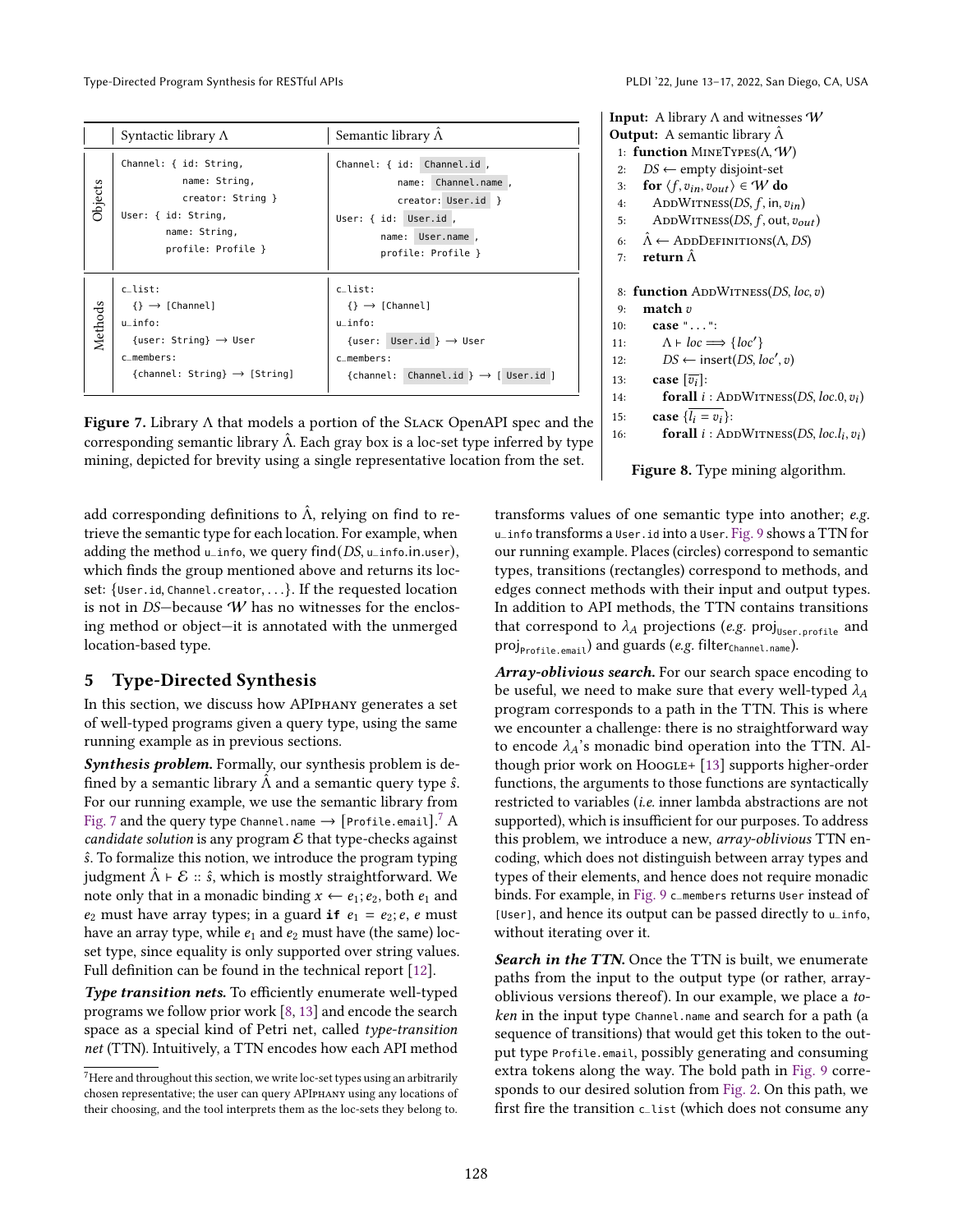|  | Syntactic library $\Lambda$ | Semantic library $\hat{\Lambda}$ |
|---|---|---|
| Objects | `Channel: { id: String,`<br>`name: String,`<br>`creator: String }`<br>`User: { id: String,`<br>`name: String,`<br>`profile: Profile }` | `Channel: { id: Channel.id ,`<br>`name: Channel.name ,`<br>`creator: User.id }`<br>`User: { id: User.id ,`<br>`name: User.name ,`<br>`profile: Profile }` |
| Methods | `c_list:`<br>`{} → [Channel]`<br>`u_info:`<br>`{user: String} → User`<br>`c_members:`<br>`{channel: String} → [String]` | `c_list:`<br>`{} → [Channel]`<br>`u_info:`<br>`{user: User.id } → User`<br>`c_members:`<br>`{channel: Channel.id } → [ User.id ]` |

**Figure 7.** Library $\Lambda$ that models a portion of the Slack OpenAPI spec and the corresponding semantic library $\hat{\Lambda}$. Each gray box is a loc-set type inferred by type mining, depicted for brevity using a single representative location from the set.

**Input:** A library $\Lambda$ and witnesses $\mathcal{W}$
**Output:** A semantic library $\hat{\Lambda}$

```
 1: function MineTypes(Λ, W)
 2:   DS ← empty disjoint-set
 3:   for ⟨f, v_in, v_out⟩ ∈ W do
 4:     AddWitness(DS, f, in, v_in)
 5:     AddWitness(DS, f, out, v_out)
 6:   Λ̂ ← AddDefinitions(Λ, DS)
 7:   return Λ̂

 8: function AddWitness(DS, loc, v)
 9:   match v
10:     case "...":
11:       Λ ⊢ loc ⟹ {loc'}
12:       DS ← insert(DS, loc', v)
13:     case [v̄_i]:
14:       forall i : AddWitness(DS, loc.0, v_i)
15:     case {l_i = v_i}:
16:       forall i : AddWitness(DS, loc.l_i, v_i)
```

**Figure 8.** Type mining algorithm.

add corresponding definitions to $\hat{\Lambda}$, relying on find to retrieve the semantic type for each location. For example, when adding the method `u_info`, we query find($DS$, `u_info.in.user`), which finds the group mentioned above and returns its loc-set: {`User.id`, `Channel.creator`, ...}. If the requested location is not in $DS$—because $\mathcal{W}$ has no witnesses for the enclosing method or object—it is annotated with the unmerged location-based type.

## 5 Type-Directed Synthesis

In this section, we discuss how APIphany generates a set of well-typed programs given a query type, using the same running example as in previous sections.

***Synthesis problem.*** Formally, our synthesis problem is defined by a semantic library $\hat{\Lambda}$ and a semantic query type $\hat{s}$. For our running example, we use the semantic library from Fig. 7 and the query type `Channel.name` $\rightarrow$ [`Profile.email`].[7] A *candidate solution* is any program $\mathcal{E}$ that type-checks against $\hat{s}$. To formalize this notion, we introduce the program typing judgment $\hat{\Lambda} \vdash \mathcal{E} :: \hat{s}$, which is mostly straightforward. We note only that in a monadic binding $x \leftarrow e_1; e_2$, both $e_1$ and $e_2$ must have array types; in a guard **if** $e_1 = e_2; e$, $e$ must have an array type, while $e_1$ and $e_2$ must have (the same) loc-set type, since equality is only supported over string values. Full definition can be found in the technical report [12].

***Type transition nets.*** To efficiently enumerate well-typed programs we follow prior work [8, 13] and encode the search space as a special kind of Petri net, called *type-transition net* (TTN). Intuitively, a TTN encodes how each API method transforms values of one semantic type into another; *e.g.* `u_info` transforms a `User.id` into a `User`. Fig. 9 shows a TTN for our running example. Places (circles) correspond to semantic types, transitions (rectangles) correspond to methods, and edges connect methods with their input and output types. In addition to API methods, the TTN contains transitions that correspond to $\lambda_A$ projections (*e.g.* $\text{proj}_{\texttt{User.profile}}$ and $\text{proj}_{\texttt{Profile.email}}$) and guards (*e.g.* $\text{filter}_{\texttt{Channel.name}}$).

***Array-oblivious search.*** For our search space encoding to be useful, we need to make sure that every well-typed $\lambda_A$ program corresponds to a path in the TTN. This is where we encounter a challenge: there is no straightforward way to encode $\lambda_A$'s monadic bind operation into the TTN. Although prior work on Hoogle+ [13] supports higher-order functions, the arguments to those functions are syntactically restricted to variables (*i.e.* inner lambda abstractions are not supported), which is insufficient for our purposes. To address this problem, we introduce a new, *array-oblivious* TTN encoding, which does not distinguish between array types and types of their elements, and hence does not require monadic binds. For example, in Fig. 9 `c_members` returns `User` instead of `[User]`, and hence its output can be passed directly to `u_info`, without iterating over it.

***Search in the TTN.*** Once the TTN is built, we enumerate paths from the input to the output type (or rather, array-oblivious versions thereof). In our example, we place a *token* in the input type `Channel.name` and search for a path (a sequence of transitions) that would get this token to the output type `Profile.email`, possibly generating and consuming extra tokens along the way. The bold path in Fig. 9 corresponds to our desired solution from Fig. 2. On this path, we first fire the transition `c_list` (which does not consume any

[7] Here and throughout this section, we write loc-set types using an arbitrarily chosen representative; the user can query APIphany using any locations of their choosing, and the tool interprets them as the loc-sets they belong to.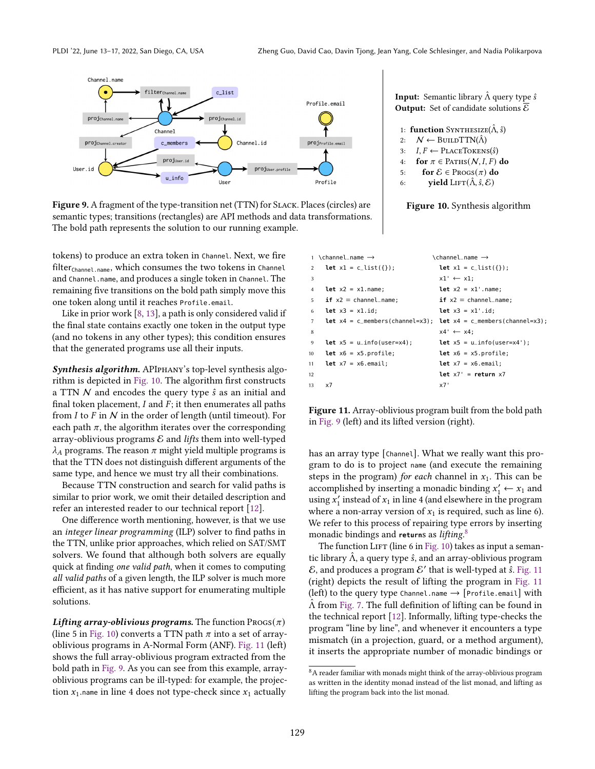Figure 9. A fragment of the type-transition net (TTN) for Slack. Places (circles) are semantic types; transitions (rectangles) are API methods and data transformations. The bold path represents the solution to our running example.

**Input:** Semantic library $\hat{\Lambda}$ query type $\hat{s}$
**Output:** Set of candidate solutions $\overline{\mathcal{E}}$

```
1: function Synthesize(Λ̂, ŝ)
2:   N ← BuildTTN(Λ̂)
3:   I, F ← PlaceTokens(ŝ)
4:   for π ∈ Paths(N, I, F) do
5:     for E ∈ Progs(π) do
6:       yield Lift(Λ̂, ŝ, E)
```

Figure 10. Synthesis algorithm

tokens) to produce an extra token in `Channel`. Next, we fire $\text{filter}_{\texttt{Channel.name}}$, which consumes the two tokens in `Channel` and `Channel.name`, and produces a single token in `Channel`. The remaining five transitions on the bold path simply move this one token along until it reaches `Profile.email`.

Like in prior work [8, 13], a path is only considered valid if the final state contains exactly one token in the output type (and no tokens in any other types); this condition ensures that the generated programs use all their inputs.

***Synthesis algorithm.*** APIphany's top-level synthesis algorithm is depicted in Fig. 10. The algorithm first constructs a TTN $\mathcal{N}$ and encodes the query type $\hat{s}$ as an initial and final token placement, $I$ and $F$; it then enumerates all paths from $I$ to $F$ in $\mathcal{N}$ in the order of length (until timeout). For each path $\pi$, the algorithm iterates over the corresponding array-oblivious programs $\mathcal{E}$ and *lifts* them into well-typed $\lambda_A$ programs. The reason $\pi$ might yield multiple programs is that the TTN does not distinguish different arguments of the same type, and hence we must try all their combinations.

Because TTN construction and search for valid paths is similar to prior work, we omit their detailed description and refer an interested reader to our technical report [12].

One difference worth mentioning, however, is that we use an *integer linear programming* (ILP) solver to find paths in the TTN, unlike prior approaches, which relied on SAT/SMT solvers. We found that although both solvers are equally quick at finding *one valid path*, when it comes to computing *all valid paths* of a given length, the ILP solver is much more efficient, as it has native support for enumerating multiple solutions.

***Lifting array-oblivious programs.*** The function $\textsc{Progs}(\pi)$ (line 5 in Fig. 10) converts a TTN path $\pi$ into a set of array-oblivious programs in A-Normal Form (ANF). Fig. 11 (left) shows the full array-oblivious program extracted from the bold path in Fig. 9. As you can see from this example, array-oblivious programs can be ill-typed: for example, the projection $x_1$`.name` in line 4 does not type-check since $x_1$ actually

```
 1  \channel_name →                       \channel_name →
 2    let x1 = c_list({});                   let x1 = c_list({});
 3                                           x1' ← x1;
 4    let x2 = x1.name;                      let x2 = x1'.name;
 5    if x2 = channel_name;                  if x2 = channel_name;
 6    let x3 = x1.id;                        let x3 = x1'.id;
 7    let x4 = c_members(channel=x3);        let x4 = c_members(channel=x3);
 8                                           x4' ← x4;
 9    let x5 = u_info(user=x4);              let x5 = u_info(user=x4');
10    let x6 = x5.profile;                   let x6 = x5.profile;
11    let x7 = x6.email;                     let x7 = x6.email;
12                                           let x7' = return x7
13    x7                                     x7'
```

Figure 11. Array-oblivious program built from the bold path in Fig. 9 (left) and its lifted version (right).

has an array type [`Channel`]. What we really want this program to do is to project `name` (and execute the remaining steps in the program) *for each* channel in $x_1$. This can be accomplished by inserting a monadic binding $x_1' \leftarrow x_1$ and using $x_1'$ instead of $x_1$ in line 4 (and elsewhere in the program where a non-array version of $x_1$ is required, such as line 6). We refer to this process of repairing type errors by inserting monadic bindings and **return**s as *lifting*.[8]

The function $\textsc{Lift}$ (line 6 in Fig. 10) takes as input a semantic library $\hat{\Lambda}$, a query type $\hat{s}$, and an array-oblivious program $\mathcal{E}$, and produces a program $\mathcal{E}'$ that is well-typed at $\hat{s}$. Fig. 11 (right) depicts the result of lifting the program in Fig. 11 (left) to the query type `Channel.name` → [`Profile.email`] with $\hat{\Lambda}$ from Fig. 7. The full definition of lifting can be found in the technical report [12]. Informally, lifting type-checks the program "line by line", and whenever it encounters a type mismatch (in a projection, guard, or a method argument), it inserts the appropriate number of monadic bindings or

[8] A reader familiar with monads might think of the array-oblivious program as written in the identity monad instead of the list monad, and lifting as lifting the program back into the list monad.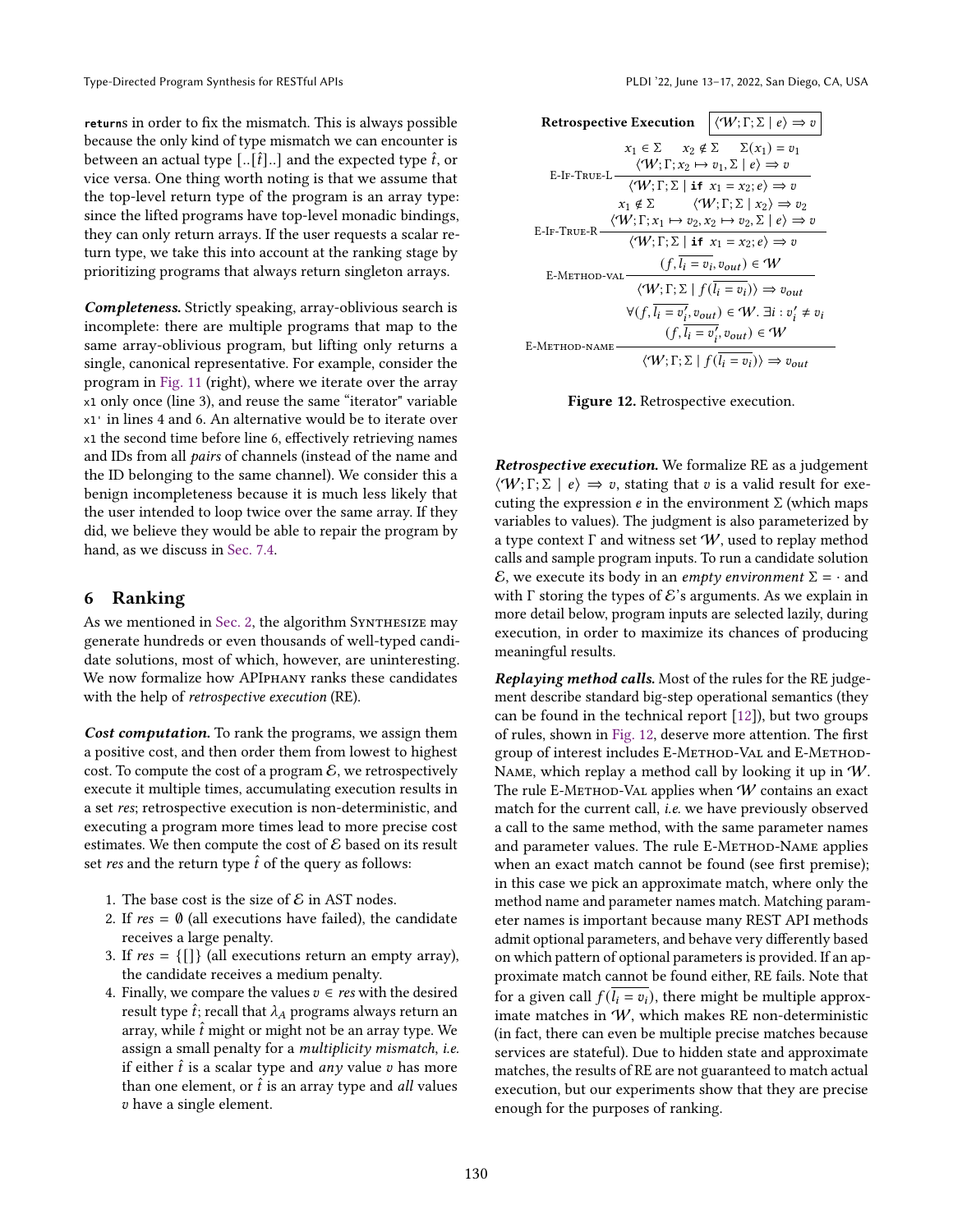`return`s in order to fix the mismatch. This is always possible because the only kind of type mismatch we can encounter is between an actual type $[..[\hat{t}]..]$ and the expected type $\hat{t}$, or vice versa. One thing worth noting is that we assume that the top-level return type of the program is an array type: since the lifted programs have top-level monadic bindings, they can only return arrays. If the user requests a scalar return type, we take this into account at the ranking stage by prioritizing programs that always return singleton arrays.

***Completeness.*** Strictly speaking, array-oblivious search is incomplete: there are multiple programs that map to the same array-oblivious program, but lifting only returns a single, canonical representative. For example, consider the program in Fig. 11 (right), where we iterate over the array `x1` only once (line 3), and reuse the same "iterator" variable `x1'` in lines 4 and 6. An alternative would be to iterate over `x1` the second time before line 6, effectively retrieving names and IDs from all *pairs* of channels (instead of the name and the ID belonging to the same channel). We consider this a benign incompleteness because it is much less likely that the user intended to loop twice over the same array. If they did, we believe they would be able to repair the program by hand, as we discuss in Sec. 7.4.

## 6 Ranking

As we mentioned in Sec. 2, the algorithm Synthesize may generate hundreds or even thousands of well-typed candidate solutions, most of which, however, are uninteresting. We now formalize how APIphany ranks these candidates with the help of *retrospective execution* (RE).

***Cost computation.*** To rank the programs, we assign them a positive cost, and then order them from lowest to highest cost. To compute the cost of a program $\mathcal{E}$, we retrospectively execute it multiple times, accumulating execution results in a set *res*; retrospective execution is non-deterministic, and executing a program more times lead to more precise cost estimates. We then compute the cost of $\mathcal{E}$ based on its result set *res* and the return type $\hat{t}$ of the query as follows:

1. The base cost is the size of $\mathcal{E}$ in AST nodes.
2. If $res = \emptyset$ (all executions have failed), the candidate receives a large penalty.
3. If $res = \{[]\}$ (all executions return an empty array), the candidate receives a medium penalty.
4. Finally, we compare the values $v \in res$ with the desired result type $\hat{t}$; recall that $\lambda_A$ programs always return an array, while $\hat{t}$ might or might not be an array type. We assign a small penalty for a *multiplicity mismatch*, *i.e.* if either $\hat{t}$ is a scalar type and *any* value $v$ has more than one element, or $\hat{t}$ is an array type and *all* values $v$ have a single element.

**Retrospective Execution** $\boxed{\langle \mathcal{W}; \Gamma; \Sigma \mid e \rangle \Rightarrow v}$

$$\textsc{E-If-True-L}\ \frac{x_1 \in \Sigma \qquad x_2 \notin \Sigma \qquad \Sigma(x_1) = v_1 \qquad \langle \mathcal{W}; \Gamma; x_2 \mapsto v_1, \Sigma \mid e \rangle \Rightarrow v}{\langle \mathcal{W}; \Gamma; \Sigma \mid \textbf{if } x_1 = x_2; e \rangle \Rightarrow v}$$

$$\textsc{E-If-True-R}\ \frac{x_1 \notin \Sigma \qquad \langle \mathcal{W}; \Gamma; \Sigma \mid x_2 \rangle \Rightarrow v_2 \qquad \langle \mathcal{W}; \Gamma; x_1 \mapsto v_2, x_2 \mapsto v_2, \Sigma \mid e \rangle \Rightarrow v}{\langle \mathcal{W}; \Gamma; \Sigma \mid \textbf{if } x_1 = x_2; e \rangle \Rightarrow v}$$

$$\textsc{E-Method-val}\ \frac{(f, \overline{l_i = v_i}, v_{out}) \in \mathcal{W}}{\langle \mathcal{W}; \Gamma; \Sigma \mid f(\overline{l_i = v_i}) \rangle \Rightarrow v_{out}}$$

$$\textsc{E-Method-name}\ \frac{\forall (f, \overline{l_i = v'_i}, v_{out}) \in \mathcal{W}.\ \exists i : v'_i \neq v_i \qquad (f, \overline{l_i = v'_i}, v_{out}) \in \mathcal{W}}{\langle \mathcal{W}; \Gamma; \Sigma \mid f(\overline{l_i = v_i}) \rangle \Rightarrow v_{out}}$$

**Figure 12.** Retrospective execution.

***Retrospective execution.*** We formalize RE as a judgement $\langle \mathcal{W}; \Gamma; \Sigma \mid e \rangle \Rightarrow v$, stating that $v$ is a valid result for executing the expression $e$ in the environment $\Sigma$ (which maps variables to values). The judgment is also parameterized by a type context $\Gamma$ and witness set $\mathcal{W}$, used to replay method calls and sample program inputs. To run a candidate solution $\mathcal{E}$, we execute its body in an *empty environment* $\Sigma = \cdot$ and with $\Gamma$ storing the types of $\mathcal{E}$'s arguments. As we explain in more detail below, program inputs are selected lazily, during execution, in order to maximize its chances of producing meaningful results.

***Replaying method calls.*** Most of the rules for the RE judgement describe standard big-step operational semantics (they can be found in the technical report [12]), but two groups of rules, shown in Fig. 12, deserve more attention. The first group of interest includes E-Method-Val and E-Method-Name, which replay a method call by looking it up in $\mathcal{W}$. The rule E-Method-Val applies when $\mathcal{W}$ contains an exact match for the current call, *i.e.* we have previously observed a call to the same method, with the same parameter names and parameter values. The rule E-Method-Name applies when an exact match cannot be found (see first premise); in this case we pick an approximate match, where only the method name and parameter names match. Matching parameter names is important because many REST API methods admit optional parameters, and behave very differently based on which pattern of optional parameters is provided. If an approximate match cannot be found either, RE fails. Note that for a given call $f(\overline{l_i = v_i})$, there might be multiple approximate matches in $\mathcal{W}$, which makes RE non-deterministic (in fact, there can even be multiple precise matches because services are stateful). Due to hidden state and approximate matches, the results of RE are not guaranteed to match actual execution, but our experiments show that they are precise enough for the purposes of ranking.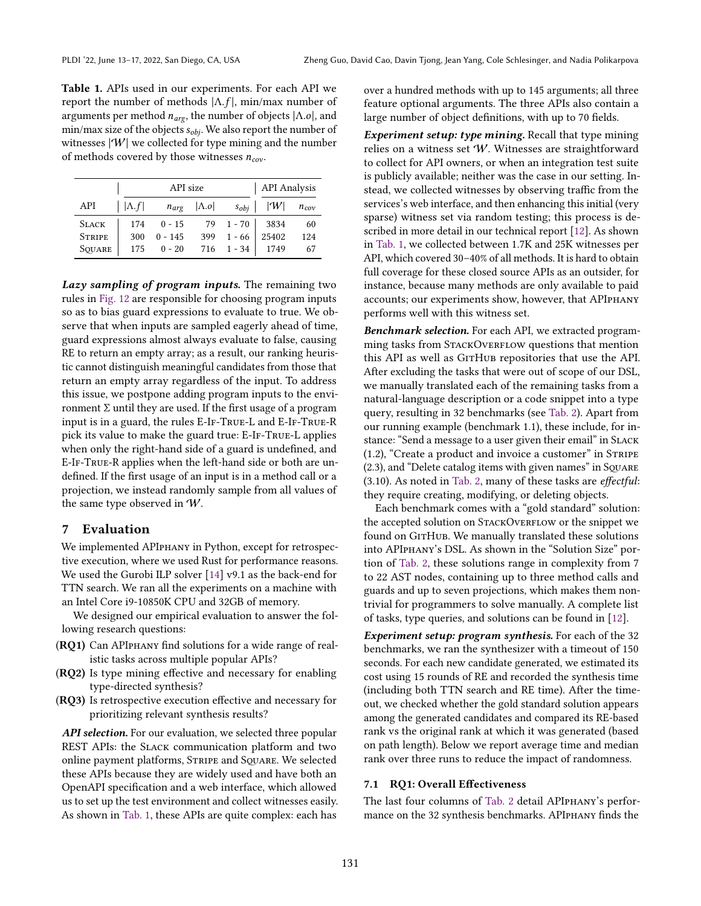**Table 1.** APIs used in our experiments. For each API we report the number of methods $|\Lambda.f|$, min/max number of arguments per method $n_{arg}$, the number of objects $|\Lambda.o|$, and min/max size of the objects $s_{obj}$. We also report the number of witnesses $|\mathcal{W}|$ we collected for type mining and the number of methods covered by those witnesses $n_{cov}$.

| | API size | | | | API Analysis | |
|---|---|---|---|---|---|---|
| API | $\|\Lambda.f\|$ | $n_{arg}$ | $\|\Lambda.o\|$ | $s_{obj}$ | $\|\mathcal{W}\|$ | $n_{cov}$ |
| Slack | 174 | 0 - 15 | 79 | 1 - 70 | 3834 | 60 |
| Stripe | 300 | 0 - 145 | 399 | 1 - 66 | 25402 | 124 |
| Square | 175 | 0 - 20 | 716 | 1 - 34 | 1749 | 67 |

***Lazy sampling of program inputs.*** The remaining two rules in Fig. 12 are responsible for choosing program inputs so as to bias guard expressions to evaluate to true. We observe that when inputs are sampled eagerly ahead of time, guard expressions almost always evaluate to false, causing RE to return an empty array; as a result, our ranking heuristic cannot distinguish meaningful candidates from those that return an empty array regardless of the input. To address this issue, we postpone adding program inputs to the environment $\Sigma$ until they are used. If the first usage of a program input is in a guard, the rules E-If-True-L and E-If-True-R pick its value to make the guard true: E-If-True-L applies when only the right-hand side of a guard is undefined, and E-If-True-R applies when the left-hand side or both are undefined. If the first usage of an input is in a method call or a projection, we instead randomly sample from all values of the same type observed in $\mathcal{W}$.

## 7 Evaluation

We implemented APIphany in Python, except for retrospective execution, where we used Rust for performance reasons. We used the Gurobi ILP solver [14] v9.1 as the back-end for TTN search. We ran all the experiments on a machine with an Intel Core i9-10850K CPU and 32GB of memory.

We designed our empirical evaluation to answer the following research questions:

- **(RQ1)** Can APIphany find solutions for a wide range of realistic tasks across multiple popular APIs?
- **(RQ2)** Is type mining effective and necessary for enabling type-directed synthesis?
- **(RQ3)** Is retrospective execution effective and necessary for prioritizing relevant synthesis results?

***API selection.*** For our evaluation, we selected three popular REST APIs: the Slack communication platform and two online payment platforms, Stripe and Square. We selected these APIs because they are widely used and have both an OpenAPI specification and a web interface, which allowed us to set up the test environment and collect witnesses easily. As shown in Tab. 1, these APIs are quite complex: each has over a hundred methods with up to 145 arguments; all three feature optional arguments. The three APIs also contain a large number of object definitions, with up to 70 fields.

***Experiment setup: type mining.*** Recall that type mining relies on a witness set $\mathcal{W}$. Witnesses are straightforward to collect for API owners, or when an integration test suite is publicly available; neither was the case in our setting. Instead, we collected witnesses by observing traffic from the services's web interface, and then enhancing this initial (very sparse) witness set via random testing; this process is described in more detail in our technical report [12]. As shown in Tab. 1, we collected between 1.7K and 25K witnesses per API, which covered 30–40% of all methods. It is hard to obtain full coverage for these closed source APIs as an outsider, for instance, because many methods are only available to paid accounts; our experiments show, however, that APIphany performs well with this witness set.

***Benchmark selection.*** For each API, we extracted programming tasks from StackOverflow questions that mention this API as well as GitHub repositories that use the API. After excluding the tasks that were out of scope of our DSL, we manually translated each of the remaining tasks from a natural-language description or a code snippet into a type query, resulting in 32 benchmarks (see Tab. 2). Apart from our running example (benchmark 1.1), these include, for instance: "Send a message to a user given their email" in Slack (1.2), "Create a product and invoice a customer" in Stripe (2.3), and "Delete catalog items with given names" in Square (3.10). As noted in Tab. 2, many of these tasks are *effectful*: they require creating, modifying, or deleting objects.

Each benchmark comes with a "gold standard" solution: the accepted solution on StackOverflow or the snippet we found on GitHub. We manually translated these solutions into APIphany's DSL. As shown in the "Solution Size" portion of Tab. 2, these solutions range in complexity from 7 to 22 AST nodes, containing up to three method calls and guards and up to seven projections, which makes them nontrivial for programmers to solve manually. A complete list of tasks, type queries, and solutions can be found in [12].

***Experiment setup: program synthesis.*** For each of the 32 benchmarks, we ran the synthesizer with a timeout of 150 seconds. For each new candidate generated, we estimated its cost using 15 rounds of RE and recorded the synthesis time (including both TTN search and RE time). After the timeout, we checked whether the gold standard solution appears among the generated candidates and compared its RE-based rank vs the original rank at which it was generated (based on path length). Below we report average time and median rank over three runs to reduce the impact of randomness.

### 7.1 RQ1: Overall Effectiveness

The last four columns of Tab. 2 detail APIphany's performance on the 32 synthesis benchmarks. APIphany finds the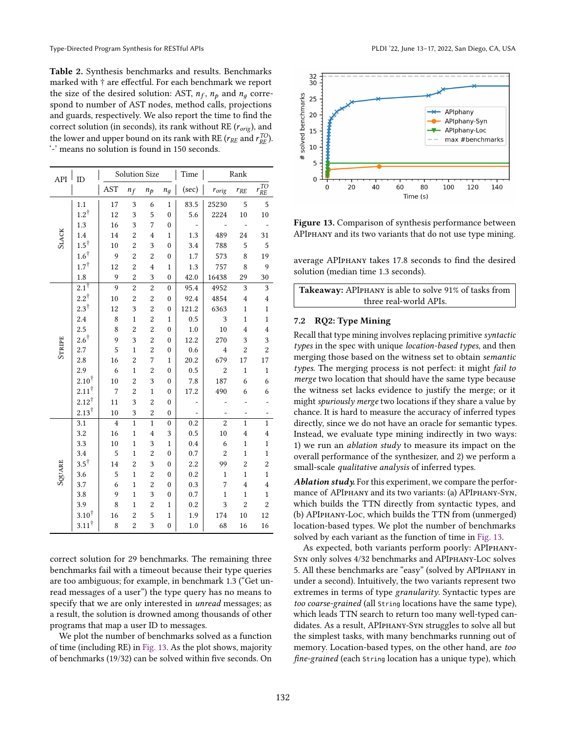**Table 2.** Synthesis benchmarks and results. Benchmarks marked with † are effectful. For each benchmark we report the size of the desired solution: AST, $n_f$, $n_p$ and $n_g$ correspond to number of AST nodes, method calls, projections and guards, respectively. We also report the time to find the correct solution (in seconds), its rank without RE ($r_{orig}$), and the lower and upper bound on its rank with RE ($r_{RE}$ and $r_{RE}^{TO}$). '-' means no solution is found in 150 seconds.

| API | ID | Solution Size | | | | Time | Rank | | |
|---|---|---|---|---|---|---|---|---|---|
| | | AST | $n_f$ | $n_p$ | $n_g$ | (sec) | $r_{orig}$ | $r_{RE}$ | $r_{RE}^{TO}$ |
| Slack | 1.1 | 17 | 3 | 6 | 1 | 83.5 | 25230 | 5 | 5 |
| | 1.2† | 12 | 3 | 5 | 0 | 5.6 | 2224 | 10 | 10 |
| | 1.3 | 16 | 3 | 7 | 0 | - | - | - | - |
| | 1.4 | 14 | 2 | 4 | 1 | 1.3 | 489 | 24 | 31 |
| | 1.5† | 10 | 2 | 3 | 0 | 3.4 | 788 | 5 | 5 |
| | 1.6† | 9 | 2 | 2 | 0 | 1.7 | 573 | 8 | 19 |
| | 1.7† | 12 | 2 | 4 | 1 | 1.3 | 757 | 8 | 9 |
| | 1.8 | 9 | 2 | 3 | 0 | 42.0 | 16438 | 29 | 30 |
| Stripe | 2.1† | 9 | 2 | 2 | 0 | 95.4 | 4952 | 3 | 3 |
| | 2.2† | 10 | 2 | 2 | 0 | 92.4 | 4854 | 4 | 4 |
| | 2.3† | 12 | 3 | 2 | 0 | 121.2 | 6363 | 1 | 1 |
| | 2.4 | 8 | 1 | 2 | 1 | 0.5 | 3 | 1 | 1 |
| | 2.5 | 8 | 2 | 2 | 0 | 1.0 | 10 | 4 | 4 |
| | 2.6† | 9 | 3 | 2 | 0 | 12.2 | 270 | 3 | 3 |
| | 2.7 | 5 | 1 | 2 | 0 | 0.6 | 4 | 2 | 2 |
| | 2.8 | 16 | 2 | 7 | 1 | 20.2 | 679 | 17 | 17 |
| | 2.9 | 6 | 1 | 2 | 0 | 0.5 | 2 | 1 | 1 |
| | 2.10† | 10 | 2 | 3 | 0 | 7.8 | 187 | 6 | 6 |
| | 2.11† | 7 | 2 | 1 | 0 | 17.2 | 490 | 6 | 6 |
| | 2.12† | 11 | 3 | 2 | 0 | - | - | - | - |
| | 2.13† | 10 | 3 | 2 | 0 | - | - | - | - |
| Square | 3.1 | 4 | 1 | 1 | 0 | 0.2 | 2 | 1 | 1 |
| | 3.2 | 16 | 1 | 4 | 3 | 0.5 | 10 | 4 | 4 |
| | 3.3 | 10 | 1 | 3 | 1 | 0.4 | 6 | 1 | 1 |
| | 3.4 | 5 | 1 | 2 | 0 | 0.7 | 2 | 1 | 1 |
| | 3.5† | 14 | 2 | 3 | 0 | 2.2 | 99 | 2 | 2 |
| | 3.6 | 5 | 1 | 2 | 0 | 0.2 | 1 | 1 | 1 |
| | 3.7 | 6 | 1 | 2 | 0 | 0.3 | 7 | 4 | 4 |
| | 3.8 | 9 | 1 | 3 | 0 | 0.7 | 1 | 1 | 1 |
| | 3.9 | 8 | 1 | 2 | 1 | 0.2 | 3 | 2 | 2 |
| | 3.10† | 16 | 2 | 5 | 1 | 1.9 | 174 | 10 | 12 |
| | 3.11† | 8 | 2 | 3 | 0 | 1.0 | 68 | 16 | 16 |

correct solution for 29 benchmarks. The remaining three benchmarks fail with a timeout because their type queries are too ambiguous; for example, in benchmark 1.3 ("Get unread messages of a user") the type query has no means to specify that we are only interested in *unread* messages; as a result, the solution is drowned among thousands of other programs that map a user ID to messages.

We plot the number of benchmarks solved as a function of time (including RE) in Fig. 13. As the plot shows, majority of benchmarks (19/32) can be solved within five seconds. On average APIphany takes 17.8 seconds to find the desired solution (median time 1.3 seconds).

**Figure 13.** Comparison of synthesis performance between APIphany and its two variants that do not use type mining.

> **Takeaway:** APIphany is able to solve 91% of tasks from three real-world APIs.

## 7.2 RQ2: Type Mining

Recall that type mining involves replacing primitive *syntactic types* in the spec with unique *location-based types*, and then merging those based on the witness set to obtain *semantic types*. The merging process is not perfect: it might *fail to merge* two location that should have the same type because the witness set lacks evidence to justify the merge; or it might *spuriously merge* two locations if they share a value by chance. It is hard to measure the accuracy of inferred types directly, since we do not have an oracle for semantic types. Instead, we evaluate type mining indirectly in two ways: 1) we run an *ablation study* to measure its impact on the overall performance of the synthesizer, and 2) we perform a small-scale *qualitative analysis* of inferred types.

***Ablation study.*** For this experiment, we compare the performance of APIphany and its two variants: (a) APIphany-Syn, which builds the TTN directly from syntactic types, and (b) APIphany-Loc, which builds the TTN from (unmerged) location-based types. We plot the number of benchmarks solved by each variant as the function of time in Fig. 13.

As expected, both variants perform poorly: APIphany-Syn only solves 4/32 benchmarks and APIphany-Loc solves 5. All these benchmarks are "easy" (solved by APIphany in under a second). Intuitively, the two variants represent two extremes in terms of type *granularity*. Syntactic types are *too coarse-grained* (all `String` locations have the same type), which leads TTN search to return too many well-typed candidates. As a result, APIphany-Syn struggles to solve all but the simplest tasks, with many benchmarks running out of memory. Location-based types, on the other hand, are *too fine-grained* (each `String` location has a unique type), which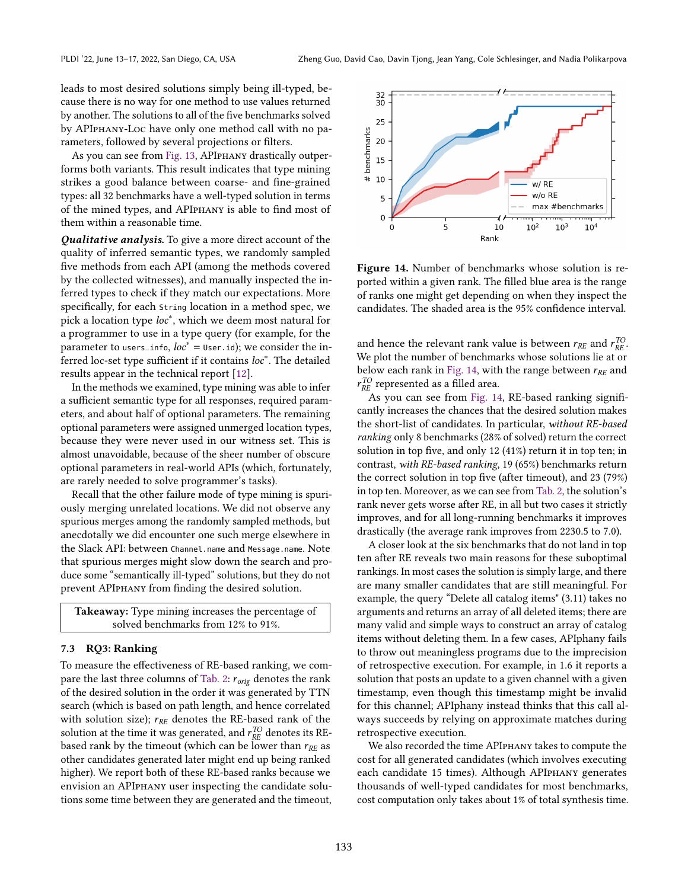leads to most desired solutions simply being ill-typed, because there is no way for one method to use values returned by another. The solutions to all of the five benchmarks solved by APIPHANY-LOC have only one method call with no parameters, followed by several projections or filters.

As you can see from Fig. 13, APIPHANY drastically outperforms both variants. This result indicates that type mining strikes a good balance between coarse- and fine-grained types: all 32 benchmarks have a well-typed solution in terms of the mined types, and APIPHANY is able to find most of them within a reasonable time.

***Qualitative analysis.*** To give a more direct account of the quality of inferred semantic types, we randomly sampled five methods from each API (among the methods covered by the collected witnesses), and manually inspected the inferred types to check if they match our expectations. More specifically, for each `String` location in a method spec, we pick a location type $loc^*$, which we deem most natural for a programmer to use in a type query (for example, for the parameter to `users_info`, $loc^*$ = `User.id`); we consider the inferred loc-set type sufficient if it contains $loc^*$. The detailed results appear in the technical report [12].

In the methods we examined, type mining was able to infer a sufficient semantic type for all responses, required parameters, and about half of optional parameters. The remaining optional parameters were assigned unmerged location types, because they were never used in our witness set. This is almost unavoidable, because of the sheer number of obscure optional parameters in real-world APIs (which, fortunately, are rarely needed to solve programmer's tasks).

Recall that the other failure mode of type mining is spuriously merging unrelated locations. We did not observe any spurious merges among the randomly sampled methods, but anecdotally we did encounter one such merge elsewhere in the Slack API: between `Channel.name` and `Message.name`. Note that spurious merges might slow down the search and produce some "semantically ill-typed" solutions, but they do not prevent APIPHANY from finding the desired solution.

> **Takeaway:** Type mining increases the percentage of solved benchmarks from 12% to 91%.

### 7.3 RQ3: Ranking

To measure the effectiveness of RE-based ranking, we compare the last three columns of Tab. 2: $r_{orig}$ denotes the rank of the desired solution in the order it was generated by TTN search (which is based on path length, and hence correlated with solution size); $r_{RE}$ denotes the RE-based rank of the solution at the time it was generated, and $r_{RE}^{TO}$ denotes its RE-based rank by the timeout (which can be lower than $r_{RE}$ as other candidates generated later might end up being ranked higher). We report both of these RE-based ranks because we envision an APIPHANY user inspecting the candidate solutions some time between they are generated and the timeout,

**Figure 14.** Number of benchmarks whose solution is reported within a given rank. The filled blue area is the range of ranks one might get depending on when they inspect the candidates. The shaded area is the 95% confidence interval.

and hence the relevant rank value is between $r_{RE}$ and $r_{RE}^{TO}$. We plot the number of benchmarks whose solutions lie at or below each rank in Fig. 14, with the range between $r_{RE}$ and $r_{RE}^{TO}$ represented as a filled area.

As you can see from Fig. 14, RE-based ranking significantly increases the chances that the desired solution makes the short-list of candidates. In particular, *without RE-based ranking* only 8 benchmarks (28% of solved) return the correct solution in top five, and only 12 (41%) return it in top ten; in contrast, *with RE-based ranking*, 19 (65%) benchmarks return the correct solution in top five (after timeout), and 23 (79%) in top ten. Moreover, as we can see from Tab. 2, the solution's rank never gets worse after RE, in all but two cases it strictly improves, and for all long-running benchmarks it improves drastically (the average rank improves from 2230.5 to 7.0).

A closer look at the six benchmarks that do not land in top ten after RE reveals two main reasons for these suboptimal rankings. In most cases the solution is simply large, and there are many smaller candidates that are still meaningful. For example, the query "Delete all catalog items" (3.11) takes no arguments and returns an array of all deleted items; there are many valid and simple ways to construct an array of catalog items without deleting them. In a few cases, APIphany fails to throw out meaningless programs due to the imprecision of retrospective execution. For example, in 1.6 it reports a solution that posts an update to a given channel with a given timestamp, even though this timestamp might be invalid for this channel; APIphany instead thinks that this call always succeeds by relying on approximate matches during retrospective execution.

We also recorded the time APIPHANY takes to compute the cost for all generated candidates (which involves executing each candidate 15 times). Although APIPHANY generates thousands of well-typed candidates for most benchmarks, cost computation only takes about 1% of total synthesis time.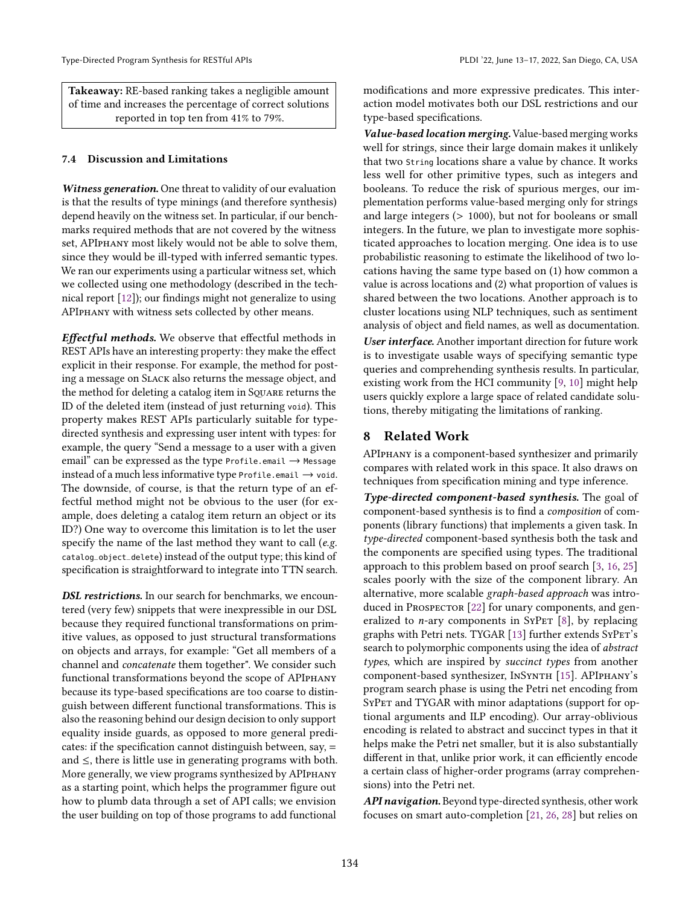**Takeaway:** RE-based ranking takes a negligible amount of time and increases the percentage of correct solutions reported in top ten from 41% to 79%.

### 7.4 Discussion and Limitations

***Witness generation.*** One threat to validity of our evaluation is that the results of type minings (and therefore synthesis) depend heavily on the witness set. In particular, if our benchmarks required methods that are not covered by the witness set, APIphany most likely would not be able to solve them, since they would be ill-typed with inferred semantic types. We ran our experiments using a particular witness set, which we collected using one methodology (described in the technical report [12]); our findings might not generalize to using APIphany with witness sets collected by other means.

***Effectful methods.*** We observe that effectful methods in REST APIs have an interesting property: they make the effect explicit in their response. For example, the method for posting a message on Slack also returns the message object, and the method for deleting a catalog item in Square returns the ID of the deleted item (instead of just returning `void`). This property makes REST APIs particularly suitable for type-directed synthesis and expressing user intent with types: for example, the query "Send a message to a user with a given email" can be expressed as the type `Profile.email` $\longrightarrow$ `Message` instead of a much less informative type `Profile.email` $\longrightarrow$ `void`. The downside, of course, is that the return type of an effectful method might not be obvious to the user (for example, does deleting a catalog item return an object or its ID?) One way to overcome this limitation is to let the user specify the name of the last method they want to call (*e.g.* `catalog_object_delete`) instead of the output type; this kind of specification is straightforward to integrate into TTN search.

***DSL restrictions.*** In our search for benchmarks, we encountered (very few) snippets that were inexpressible in our DSL because they required functional transformations on primitive values, as opposed to just structural transformations on objects and arrays, for example: "Get all members of a channel and *concatenate* them together". We consider such functional transformations beyond the scope of APIphany because its type-based specifications are too coarse to distinguish between different functional transformations. This is also the reasoning behind our design decision to only support equality inside guards, as opposed to more general predicates: if the specification cannot distinguish between, say, $=$ and $\leq$, there is little use in generating programs with both. More generally, we view programs synthesized by APIphany as a starting point, which helps the programmer figure out how to plumb data through a set of API calls; we envision the user building on top of those programs to add functional modifications and more expressive predicates. This interaction model motivates both our DSL restrictions and our type-based specifications.

***Value-based location merging.*** Value-based merging works well for strings, since their large domain makes it unlikely that two `String` locations share a value by chance. It works less well for other primitive types, such as integers and booleans. To reduce the risk of spurious merges, our implementation performs value-based merging only for strings and large integers ($>$ 1000), but not for booleans or small integers. In the future, we plan to investigate more sophisticated approaches to location merging. One idea is to use probabilistic reasoning to estimate the likelihood of two locations having the same type based on (1) how common a value is across locations and (2) what proportion of values is shared between the two locations. Another approach is to cluster locations using NLP techniques, such as sentiment analysis of object and field names, as well as documentation.

***User interface.*** Another important direction for future work is to investigate usable ways of specifying semantic type queries and comprehending synthesis results. In particular, existing work from the HCI community [9, 10] might help users quickly explore a large space of related candidate solutions, thereby mitigating the limitations of ranking.

## 8 Related Work

APIphany is a component-based synthesizer and primarily compares with related work in this space. It also draws on techniques from specification mining and type inference.

***Type-directed component-based synthesis.*** The goal of component-based synthesis is to find a *composition* of components (library functions) that implements a given task. In *type-directed* component-based synthesis both the task and the components are specified using types. The traditional approach to this problem based on proof search [3, 16, 25] scales poorly with the size of the component library. An alternative, more scalable *graph-based approach* was introduced in Prospector [22] for unary components, and generalized to $n$-ary components in SyPet [8], by replacing graphs with Petri nets. TYGAR [13] further extends SyPet's search to polymorphic components using the idea of *abstract types*, which are inspired by *succinct types* from another component-based synthesizer, InSynth [15]. APIphany's program search phase is using the Petri net encoding from SyPet and TYGAR with minor adaptations (support for optional arguments and ILP encoding). Our array-oblivious encoding is related to abstract and succinct types in that it helps make the Petri net smaller, but it is also substantially different in that, unlike prior work, it can efficiently encode a certain class of higher-order programs (array comprehensions) into the Petri net.

***API navigation.*** Beyond type-directed synthesis, other work focuses on smart auto-completion [21, 26, 28] but relies on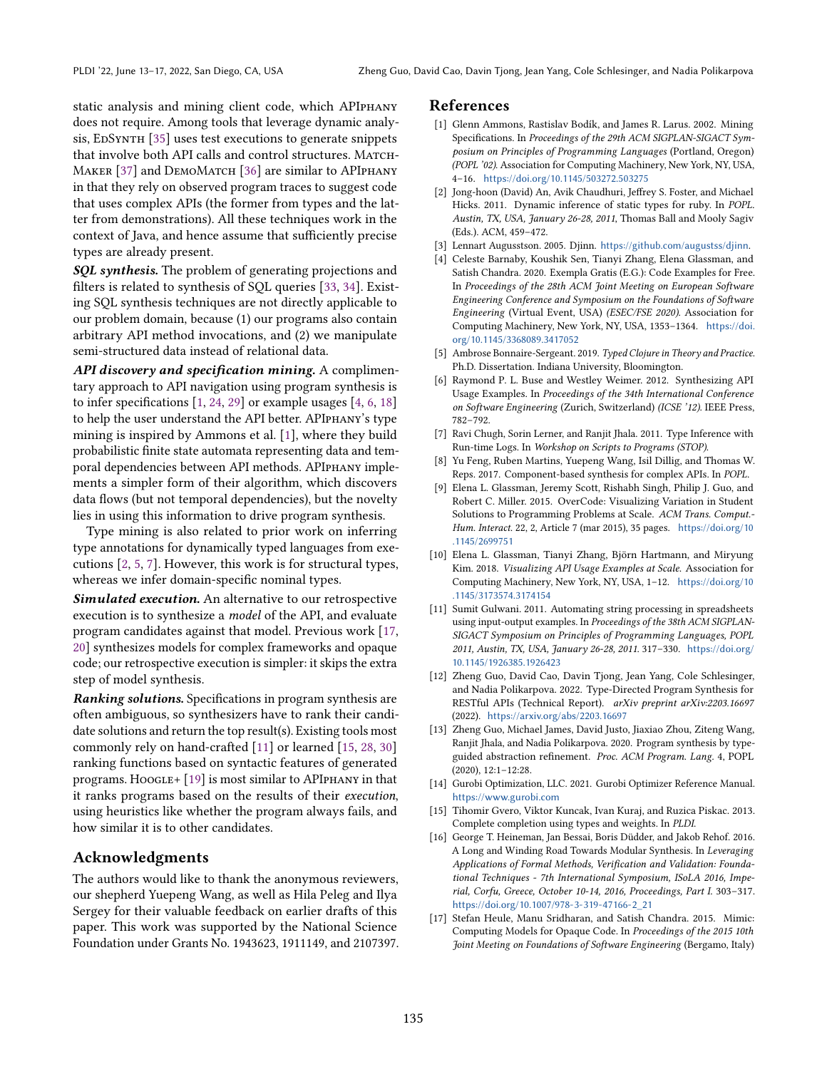static analysis and mining client code, which APIPHANY does not require. Among tools that leverage dynamic analysis, EDSYNTH [35] uses test executions to generate snippets that involve both API calls and control structures. MATCHMAKER [37] and DEMOMATCH [36] are similar to APIPHANY in that they rely on observed program traces to suggest code that uses complex APIs (the former from types and the latter from demonstrations). All these techniques work in the context of Java, and hence assume that sufficiently precise types are already present.

***SQL synthesis.*** The problem of generating projections and filters is related to synthesis of SQL queries [33, 34]. Existing SQL synthesis techniques are not directly applicable to our problem domain, because (1) our programs also contain arbitrary API method invocations, and (2) we manipulate semi-structured data instead of relational data.

***API discovery and specification mining.*** A complimentary approach to API navigation using program synthesis is to infer specifications [1, 24, 29] or example usages [4, 6, 18] to help the user understand the API better. APIPHANY's type mining is inspired by Ammons et al. [1], where they build probabilistic finite state automata representing data and temporal dependencies between API methods. APIPHANY implements a simpler form of their algorithm, which discovers data flows (but not temporal dependencies), but the novelty lies in using this information to drive program synthesis.

Type mining is also related to prior work on inferring type annotations for dynamically typed languages from executions [2, 5, 7]. However, this work is for structural types, whereas we infer domain-specific nominal types.

***Simulated execution.*** An alternative to our retrospective execution is to synthesize a *model* of the API, and evaluate program candidates against that model. Previous work [17, 20] synthesizes models for complex frameworks and opaque code; our retrospective execution is simpler: it skips the extra step of model synthesis.

***Ranking solutions.*** Specifications in program synthesis are often ambiguous, so synthesizers have to rank their candidate solutions and return the top result(s). Existing tools most commonly rely on hand-crafted [11] or learned [15, 28, 30] ranking functions based on syntactic features of generated programs. HOOGLE+ [19] is most similar to APIPHANY in that it ranks programs based on the results of their *execution*, using heuristics like whether the program always fails, and how similar it is to other candidates.

## Acknowledgments

The authors would like to thank the anonymous reviewers, our shepherd Yuepeng Wang, as well as Hila Peleg and Ilya Sergey for their valuable feedback on earlier drafts of this paper. This work was supported by the National Science Foundation under Grants No. 1943623, 1911149, and 2107397.

## References

[1] Glenn Ammons, Rastislav Bodík, and James R. Larus. 2002. Mining Specifications. In *Proceedings of the 29th ACM SIGPLAN-SIGACT Symposium on Principles of Programming Languages* (Portland, Oregon) *(POPL '02)*. Association for Computing Machinery, New York, NY, USA, 4–16. https://doi.org/10.1145/503272.503275

[2] Jong-hoon (David) An, Avik Chaudhuri, Jeffrey S. Foster, and Michael Hicks. 2011. Dynamic inference of static types for ruby. In *POPL. Austin, TX, USA, January 26-28, 2011*, Thomas Ball and Mooly Sagiv (Eds.). ACM, 459–472.

[3] Lennart Augusstson. 2005. Djinn. https://github.com/augustss/djinn.

[4] Celeste Barnaby, Koushik Sen, Tianyi Zhang, Elena Glassman, and Satish Chandra. 2020. Exempla Gratis (E.G.): Code Examples for Free. In *Proceedings of the 28th ACM Joint Meeting on European Software Engineering Conference and Symposium on the Foundations of Software Engineering* (Virtual Event, USA) *(ESEC/FSE 2020)*. Association for Computing Machinery, New York, NY, USA, 1353–1364. https://doi.org/10.1145/3368089.3417052

[5] Ambrose Bonnaire-Sergeant. 2019. *Typed Clojure in Theory and Practice*. Ph.D. Dissertation. Indiana University, Bloomington.

[6] Raymond P. L. Buse and Westley Weimer. 2012. Synthesizing API Usage Examples. In *Proceedings of the 34th International Conference on Software Engineering* (Zurich, Switzerland) *(ICSE '12)*. IEEE Press, 782–792.

[7] Ravi Chugh, Sorin Lerner, and Ranjit Jhala. 2011. Type Inference with Run-time Logs. In *Workshop on Scripts to Programs (STOP)*.

[8] Yu Feng, Ruben Martins, Yuepeng Wang, Isil Dillig, and Thomas W. Reps. 2017. Component-based synthesis for complex APIs. In *POPL*.

[9] Elena L. Glassman, Jeremy Scott, Rishabh Singh, Philip J. Guo, and Robert C. Miller. 2015. OverCode: Visualizing Variation in Student Solutions to Programming Problems at Scale. *ACM Trans. Comput.-Hum. Interact.* 22, 2, Article 7 (mar 2015), 35 pages. https://doi.org/10.1145/2699751

[10] Elena L. Glassman, Tianyi Zhang, Björn Hartmann, and Miryung Kim. 2018. *Visualizing API Usage Examples at Scale*. Association for Computing Machinery, New York, NY, USA, 1–12. https://doi.org/10.1145/3173574.3174154

[11] Sumit Gulwani. 2011. Automating string processing in spreadsheets using input-output examples. In *Proceedings of the 38th ACM SIGPLAN-SIGACT Symposium on Principles of Programming Languages, POPL 2011, Austin, TX, USA, January 26-28, 2011*. 317–330. https://doi.org/10.1145/1926385.1926423

[12] Zheng Guo, David Cao, Davin Tjong, Jean Yang, Cole Schlesinger, and Nadia Polikarpova. 2022. Type-Directed Program Synthesis for RESTful APIs (Technical Report). *arXiv preprint arXiv:2203.16697* (2022). https://arxiv.org/abs/2203.16697

[13] Zheng Guo, Michael James, David Justo, Jiaxiao Zhou, Ziteng Wang, Ranjit Jhala, and Nadia Polikarpova. 2020. Program synthesis by type-guided abstraction refinement. *Proc. ACM Program. Lang.* 4, POPL (2020), 12:1–12:28.

[14] Gurobi Optimization, LLC. 2021. Gurobi Optimizer Reference Manual. https://www.gurobi.com

[15] Tihomir Gvero, Viktor Kuncak, Ivan Kuraj, and Ruzica Piskac. 2013. Complete completion using types and weights. In *PLDI*.

[16] George T. Heineman, Jan Bessai, Boris Düdder, and Jakob Rehof. 2016. A Long and Winding Road Towards Modular Synthesis. In *Leveraging Applications of Formal Methods, Verification and Validation: Foundational Techniques - 7th International Symposium, ISoLA 2016, Imperial, Corfu, Greece, October 10-14, 2016, Proceedings, Part I*. 303–317. https://doi.org/10.1007/978-3-319-47166-2_21

[17] Stefan Heule, Manu Sridharan, and Satish Chandra. 2015. Mimic: Computing Models for Opaque Code. In *Proceedings of the 2015 10th Joint Meeting on Foundations of Software Engineering* (Bergamo, Italy)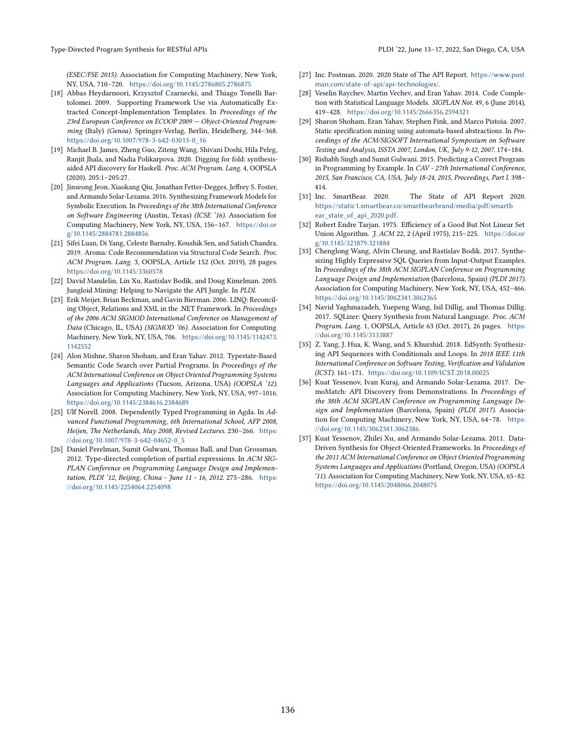*(ESEC/FSE 2015)*. Association for Computing Machinery, New York, NY, USA, 710–720. https://doi.org/10.1145/2786805.2786875

[18] Abbas Heydarnoori, Krzysztof Czarnecki, and Thiago Tonelli Bartolomei. 2009. Supporting Framework Use via Automatically Extracted Concept-Implementation Templates. In *Proceedings of the 23rd European Conference on ECOOP 2009 — Object-Oriented Programming* (Italy) *(Genoa)*. Springer-Verlag, Berlin, Heidelberg, 344–368. https://doi.org/10.1007/978-3-642-03013-0_16

[19] Michael B. James, Zheng Guo, Ziteng Wang, Shivani Doshi, Hila Peleg, Ranjit Jhala, and Nadia Polikarpova. 2020. Digging for fold: synthesis-aided API discovery for Haskell. *Proc. ACM Program. Lang.* 4, OOPSLA (2020), 205:1–205:27.

[20] Jinseong Jeon, Xiaokang Qiu, Jonathan Fetter-Degges, Jeffrey S. Foster, and Armando Solar-Lezama. 2016. Synthesizing Framework Models for Symbolic Execution. In *Proceedings of the 38th International Conference on Software Engineering* (Austin, Texas) *(ICSE '16)*. Association for Computing Machinery, New York, NY, USA, 156–167. https://doi.org/10.1145/2884781.2884856

[21] Sifei Luan, Di Yang, Celeste Barnaby, Koushik Sen, and Satish Chandra. 2019. Aroma: Code Recommendation via Structural Code Search. *Proc. ACM Program. Lang.* 3, OOPSLA, Article 152 (Oct. 2019), 28 pages. https://doi.org/10.1145/3360578

[22] David Mandelin, Lin Xu, Rastislav Bodík, and Doug Kimelman. 2005. Jungloid Mining: Helping to Navigate the API Jungle. In *PLDI*.

[23] Erik Meijer, Brian Beckman, and Gavin Bierman. 2006. LINQ: Reconciling Object, Relations and XML in the .NET Framework. In *Proceedings of the 2006 ACM SIGMOD International Conference on Management of Data* (Chicago, IL, USA) *(SIGMOD '06)*. Association for Computing Machinery, New York, NY, USA, 706. https://doi.org/10.1145/1142473.1142552

[24] Alon Mishne, Sharon Shoham, and Eran Yahav. 2012. Typestate-Based Semantic Code Search over Partial Programs. In *Proceedings of the ACM International Conference on Object Oriented Programming Systems Languages and Applications* (Tucson, Arizona, USA) *(OOPSLA '12)*. Association for Computing Machinery, New York, NY, USA, 997–1016. https://doi.org/10.1145/2384616.2384689

[25] Ulf Norell. 2008. Dependently Typed Programming in Agda. In *Advanced Functional Programming, 6th International School, AFP 2008, Heijen, The Netherlands, May 2008, Revised Lectures.* 230–266. https://doi.org/10.1007/978-3-642-04652-0_5

[26] Daniel Perelman, Sumit Gulwani, Thomas Ball, and Dan Grossman. 2012. Type-directed completion of partial expressions. In *ACM SIGPLAN Conference on Programming Language Design and Implementation, PLDI '12, Beijing, China - June 11 - 16, 2012.* 275–286. https://doi.org/10.1145/2254064.2254098

[27] Inc. Postman. 2020. 2020 State of The API Report. https://www.postman.com/state-of-api/api-technologies/.

[28] Veselin Raychev, Martin Vechev, and Eran Yahav. 2014. Code Completion with Statistical Language Models. *SIGPLAN Not.* 49, 6 (June 2014), 419–428. https://doi.org/10.1145/2666356.2594321

[29] Sharon Shoham, Eran Yahav, Stephen Fink, and Marco Pistoia. 2007. Static specification mining using automata-based abstractions. In *Proceedings of the ACM/SIGSOFT International Symposium on Software Testing and Analysis, ISSTA 2007, London, UK, July 9-12, 2007.* 174–184.

[30] Rishabh Singh and Sumit Gulwani. 2015. Predicting a Correct Program in Programming by Example. In *CAV - 27th International Conference, 2015, San Francisco, CA, USA, July 18-24, 2015, Proceedings, Part I.* 398–414.

[31] Inc. SmartBear. 2020. The State of API Report 2020. https://static1.smartbear.co/smartbearbrand/media/pdf/smartbear_state_of_api_2020.pdf.

[32] Robert Endre Tarjan. 1975. Efficiency of a Good But Not Linear Set Union Algorithm. *J. ACM* 22, 2 (April 1975), 215–225. https://doi.org/10.1145/321879.321884

[33] Chenglong Wang, Alvin Cheung, and Rastislav Bodik. 2017. Synthesizing Highly Expressive SQL Queries from Input-Output Examples. In *Proceedings of the 38th ACM SIGPLAN Conference on Programming Language Design and Implementation* (Barcelona, Spain) *(PLDI 2017)*. Association for Computing Machinery, New York, NY, USA, 452–466. https://doi.org/10.1145/3062341.3062365

[34] Navid Yaghmazadeh, Yuepeng Wang, Isil Dillig, and Thomas Dillig. 2017. SQLizer: Query Synthesis from Natural Language. *Proc. ACM Program. Lang.* 1, OOPSLA, Article 63 (Oct. 2017), 26 pages. https://doi.org/10.1145/3133887

[35] Z. Yang, J. Hua, K. Wang, and S. Khurshid. 2018. EdSynth: Synthesizing API Sequences with Conditionals and Loops. In *2018 IEEE 11th International Conference on Software Testing, Verification and Validation (ICST).* 161–171. https://doi.org/10.1109/ICST.2018.00025

[36] Kuat Yessenov, Ivan Kuraj, and Armando Solar-Lezama. 2017. DemoMatch: API Discovery from Demonstrations. In *Proceedings of the 38th ACM SIGPLAN Conference on Programming Language Design and Implementation* (Barcelona, Spain) *(PLDI 2017)*. Association for Computing Machinery, New York, NY, USA, 64–78. https://doi.org/10.1145/3062341.3062386

[37] Kuat Yessenov, Zhilei Xu, and Armando Solar-Lezama. 2011. Data-Driven Synthesis for Object-Oriented Frameworks. In *Proceedings of the 2011 ACM International Conference on Object Oriented Programming Systems Languages and Applications* (Portland, Oregon, USA) *(OOPSLA '11)*. Association for Computing Machinery, New York, NY, USA, 65–82. https://doi.org/10.1145/2048066.2048075